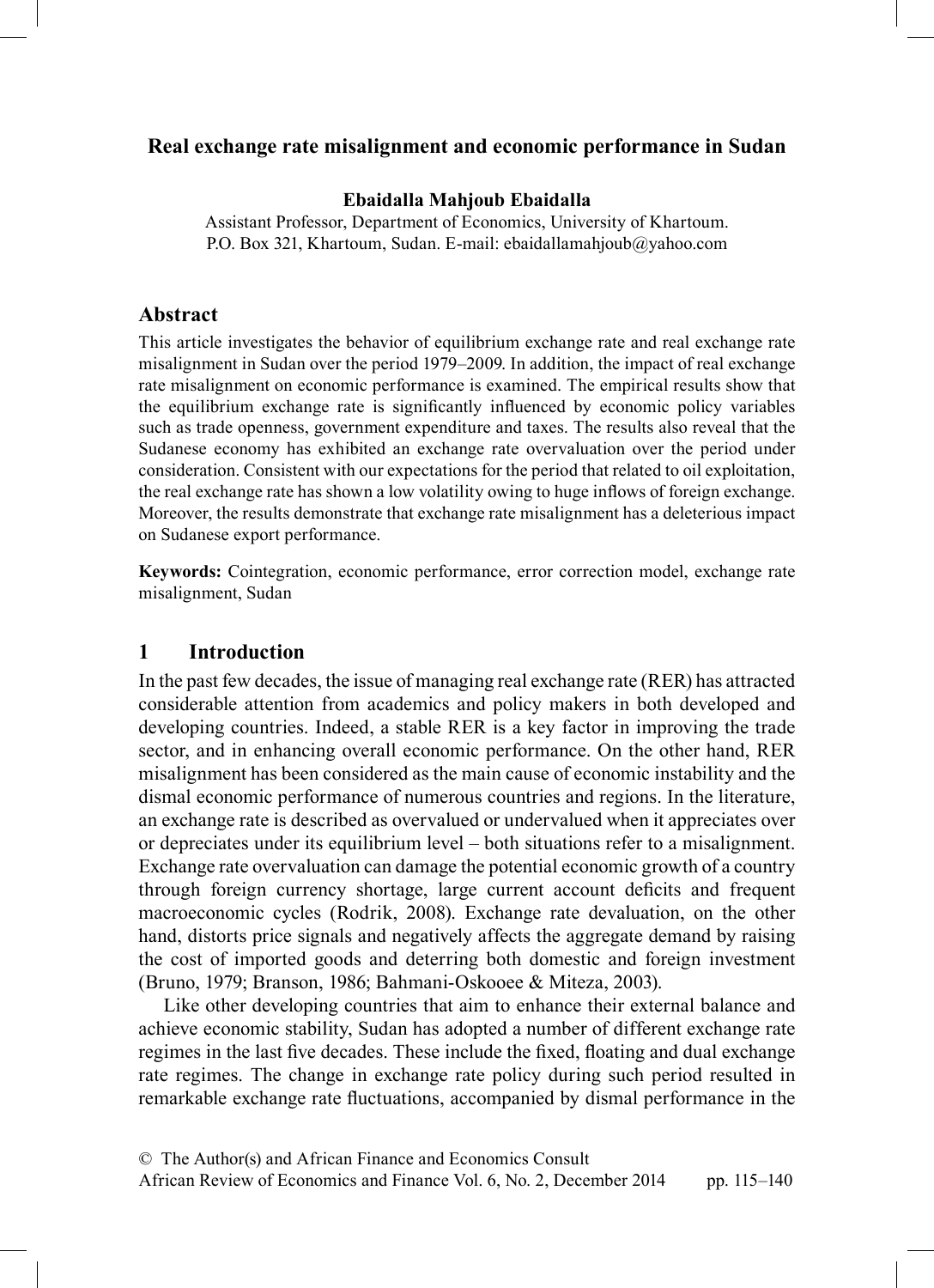# Real exchange rate misalignment and economic performance in Sudan

**Ebaidalla Mahjoub Ebaidalla**

Assistant Professor, Department of Economics, University of Khartoum.
P.O. Box 321, Khartoum, Sudan. E-mail: ebaidallamahjoub@yahoo.com

## Abstract

This article investigates the behavior of equilibrium exchange rate and real exchange rate misalignment in Sudan over the period 1979–2009. In addition, the impact of real exchange rate misalignment on economic performance is examined. The empirical results show that the equilibrium exchange rate is significantly influenced by economic policy variables such as trade openness, government expenditure and taxes. The results also reveal that the Sudanese economy has exhibited an exchange rate overvaluation over the period under consideration. Consistent with our expectations for the period that related to oil exploitation, the real exchange rate has shown a low volatility owing to huge inflows of foreign exchange. Moreover, the results demonstrate that exchange rate misalignment has a deleterious impact on Sudanese export performance.

**Keywords:** Cointegration, economic performance, error correction model, exchange rate misalignment, Sudan

## 1 Introduction

In the past few decades, the issue of managing real exchange rate (RER) has attracted considerable attention from academics and policy makers in both developed and developing countries. Indeed, a stable RER is a key factor in improving the trade sector, and in enhancing overall economic performance. On the other hand, RER misalignment has been considered as the main cause of economic instability and the dismal economic performance of numerous countries and regions. In the literature, an exchange rate is described as overvalued or undervalued when it appreciates over or depreciates under its equilibrium level – both situations refer to a misalignment. Exchange rate overvaluation can damage the potential economic growth of a country through foreign currency shortage, large current account deficits and frequent macroeconomic cycles (Rodrik, 2008). Exchange rate devaluation, on the other hand, distorts price signals and negatively affects the aggregate demand by raising the cost of imported goods and deterring both domestic and foreign investment (Bruno, 1979; Branson, 1986; Bahmani-Oskooee & Miteza, 2003).

Like other developing countries that aim to enhance their external balance and achieve economic stability, Sudan has adopted a number of different exchange rate regimes in the last five decades. These include the fixed, floating and dual exchange rate regimes. The change in exchange rate policy during such period resulted in remarkable exchange rate fluctuations, accompanied by dismal performance in the

© The Author(s) and African Finance and Economics Consult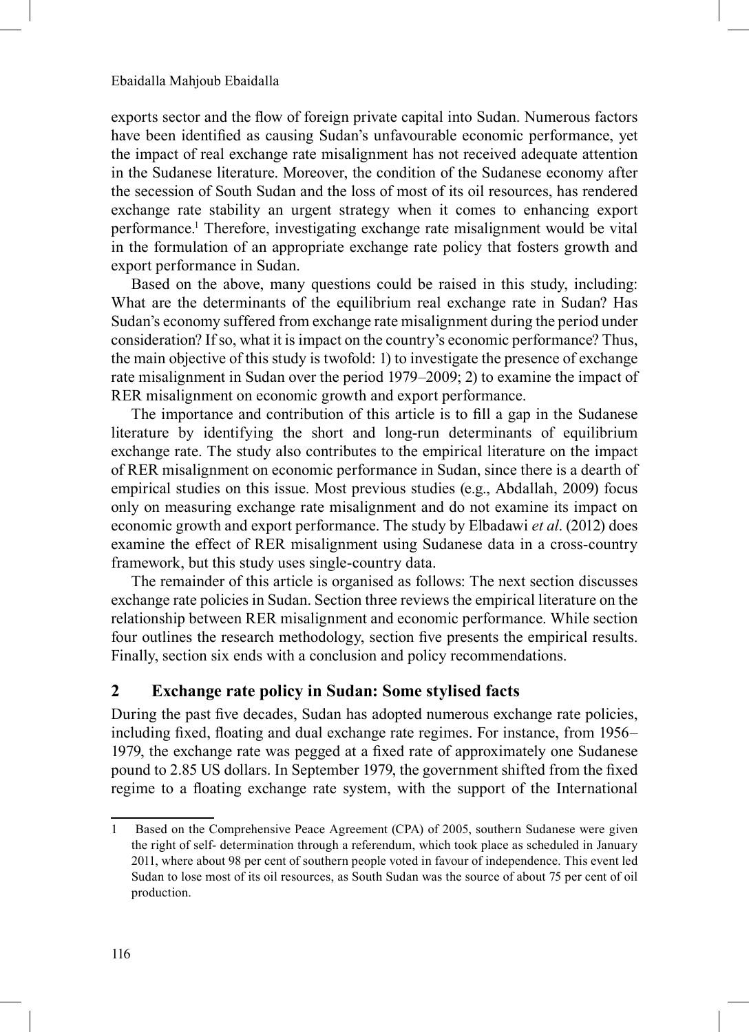exports sector and the flow of foreign private capital into Sudan. Numerous factors have been identified as causing Sudan's unfavourable economic performance, yet the impact of real exchange rate misalignment has not received adequate attention in the Sudanese literature. Moreover, the condition of the Sudanese economy after the secession of South Sudan and the loss of most of its oil resources, has rendered exchange rate stability an urgent strategy when it comes to enhancing export performance.[1] Therefore, investigating exchange rate misalignment would be vital in the formulation of an appropriate exchange rate policy that fosters growth and export performance in Sudan.

Based on the above, many questions could be raised in this study, including: What are the determinants of the equilibrium real exchange rate in Sudan? Has Sudan's economy suffered from exchange rate misalignment during the period under consideration? If so, what it is impact on the country's economic performance? Thus, the main objective of this study is twofold: 1) to investigate the presence of exchange rate misalignment in Sudan over the period 1979–2009; 2) to examine the impact of RER misalignment on economic growth and export performance.

The importance and contribution of this article is to fill a gap in the Sudanese literature by identifying the short and long-run determinants of equilibrium exchange rate. The study also contributes to the empirical literature on the impact of RER misalignment on economic performance in Sudan, since there is a dearth of empirical studies on this issue. Most previous studies (e.g., Abdallah, 2009) focus only on measuring exchange rate misalignment and do not examine its impact on economic growth and export performance. The study by Elbadawi *et al*. (2012) does examine the effect of RER misalignment using Sudanese data in a cross-country framework, but this study uses single-country data.

The remainder of this article is organised as follows: The next section discusses exchange rate policies in Sudan. Section three reviews the empirical literature on the relationship between RER misalignment and economic performance. While section four outlines the research methodology, section five presents the empirical results. Finally, section six ends with a conclusion and policy recommendations.

## 2 Exchange rate policy in Sudan: Some stylised facts

During the past five decades, Sudan has adopted numerous exchange rate policies, including fixed, floating and dual exchange rate regimes. For instance, from 1956–1979, the exchange rate was pegged at a fixed rate of approximately one Sudanese pound to 2.85 US dollars. In September 1979, the government shifted from the fixed regime to a floating exchange rate system, with the support of the International

---

1 Based on the Comprehensive Peace Agreement (CPA) of 2005, southern Sudanese were given the right of self- determination through a referendum, which took place as scheduled in January 2011, where about 98 per cent of southern people voted in favour of independence. This event led Sudan to lose most of its oil resources, as South Sudan was the source of about 75 per cent of oil production.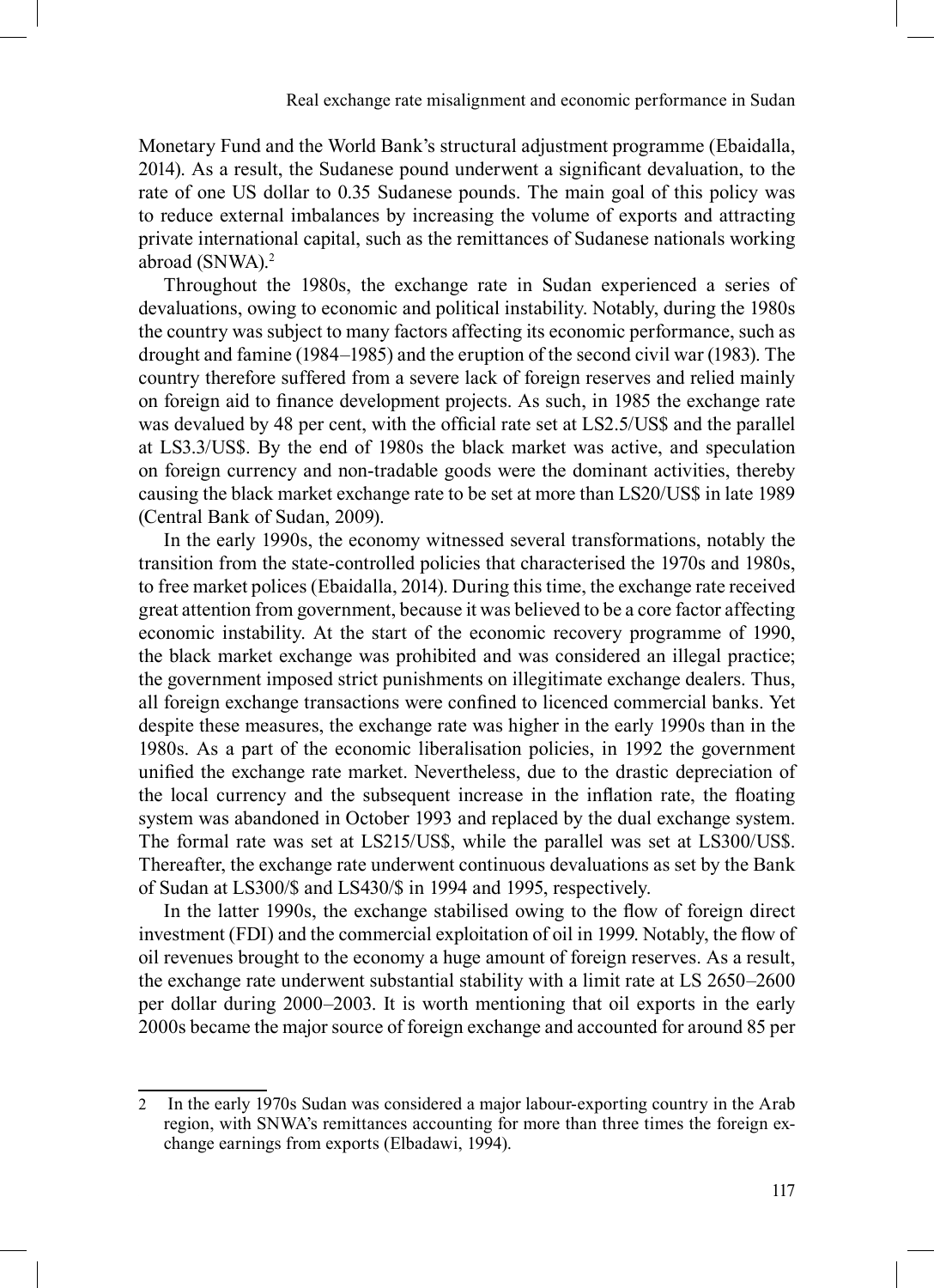Monetary Fund and the World Bank's structural adjustment programme (Ebaidalla, 2014). As a result, the Sudanese pound underwent a significant devaluation, to the rate of one US dollar to 0.35 Sudanese pounds. The main goal of this policy was to reduce external imbalances by increasing the volume of exports and attracting private international capital, such as the remittances of Sudanese nationals working abroad (SNWA).[2]

Throughout the 1980s, the exchange rate in Sudan experienced a series of devaluations, owing to economic and political instability. Notably, during the 1980s the country was subject to many factors affecting its economic performance, such as drought and famine (1984–1985) and the eruption of the second civil war (1983). The country therefore suffered from a severe lack of foreign reserves and relied mainly on foreign aid to finance development projects. As such, in 1985 the exchange rate was devalued by 48 per cent, with the official rate set at LS2.5/US$ and the parallel at LS3.3/US$. By the end of 1980s the black market was active, and speculation on foreign currency and non-tradable goods were the dominant activities, thereby causing the black market exchange rate to be set at more than LS20/US$ in late 1989 (Central Bank of Sudan, 2009).

In the early 1990s, the economy witnessed several transformations, notably the transition from the state-controlled policies that characterised the 1970s and 1980s, to free market polices (Ebaidalla, 2014). During this time, the exchange rate received great attention from government, because it was believed to be a core factor affecting economic instability. At the start of the economic recovery programme of 1990, the black market exchange was prohibited and was considered an illegal practice; the government imposed strict punishments on illegitimate exchange dealers. Thus, all foreign exchange transactions were confined to licenced commercial banks. Yet despite these measures, the exchange rate was higher in the early 1990s than in the 1980s. As a part of the economic liberalisation policies, in 1992 the government unified the exchange rate market. Nevertheless, due to the drastic depreciation of the local currency and the subsequent increase in the inflation rate, the floating system was abandoned in October 1993 and replaced by the dual exchange system. The formal rate was set at LS215/US$, while the parallel was set at LS300/US$. Thereafter, the exchange rate underwent continuous devaluations as set by the Bank of Sudan at LS300/$ and LS430/$ in 1994 and 1995, respectively.

In the latter 1990s, the exchange stabilised owing to the flow of foreign direct investment (FDI) and the commercial exploitation of oil in 1999. Notably, the flow of oil revenues brought to the economy a huge amount of foreign reserves. As a result, the exchange rate underwent substantial stability with a limit rate at LS 2650–2600 per dollar during 2000–2003. It is worth mentioning that oil exports in the early 2000s became the major source of foreign exchange and accounted for around 85 per

---

[2] In the early 1970s Sudan was considered a major labour-exporting country in the Arab region, with SNWA's remittances accounting for more than three times the foreign exchange earnings from exports (Elbadawi, 1994).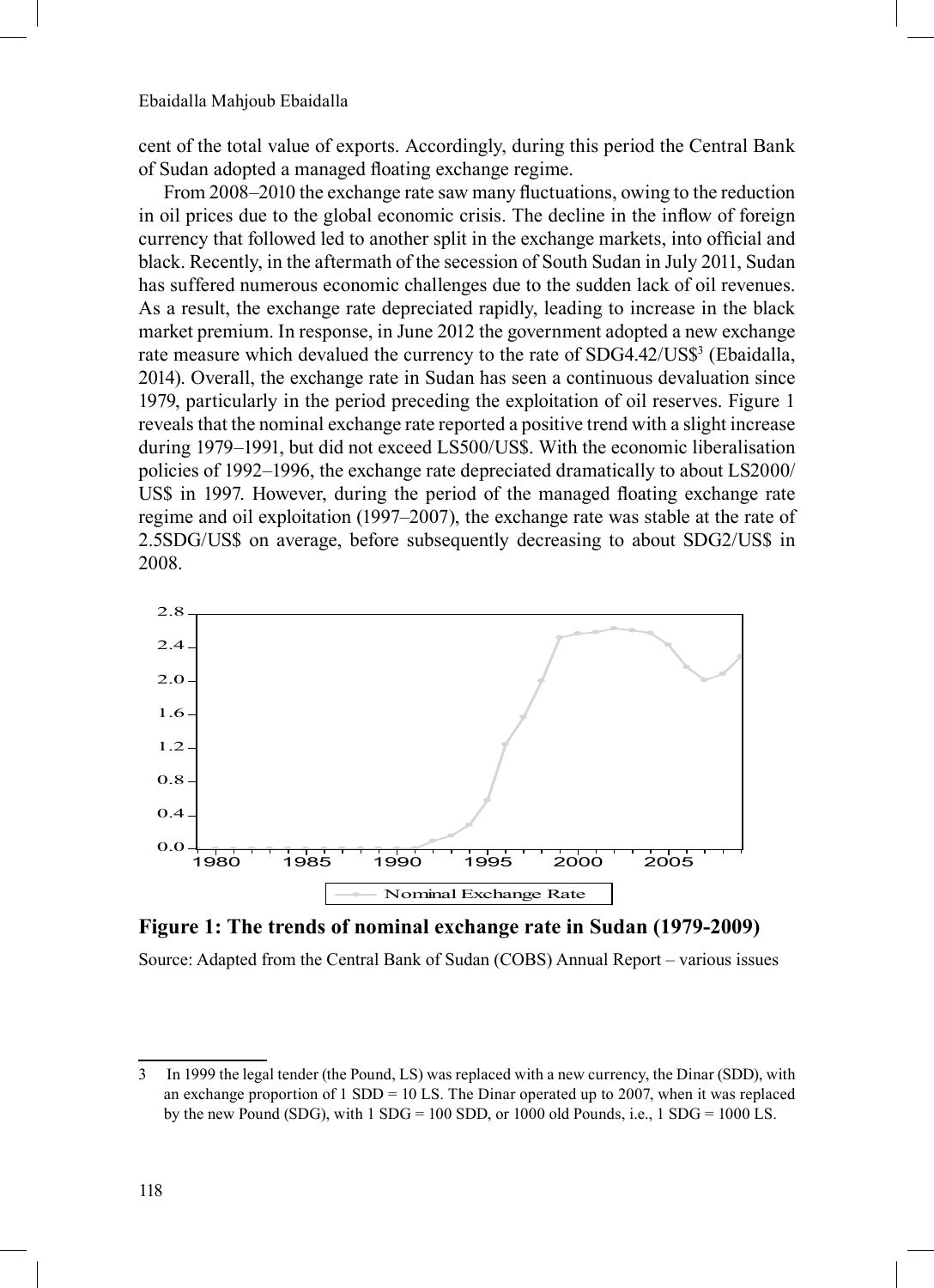cent of the total value of exports. Accordingly, during this period the Central Bank of Sudan adopted a managed floating exchange regime.

From 2008–2010 the exchange rate saw many fluctuations, owing to the reduction in oil prices due to the global economic crisis. The decline in the inflow of foreign currency that followed led to another split in the exchange markets, into official and black. Recently, in the aftermath of the secession of South Sudan in July 2011, Sudan has suffered numerous economic challenges due to the sudden lack of oil revenues. As a result, the exchange rate depreciated rapidly, leading to increase in the black market premium. In response, in June 2012 the government adopted a new exchange rate measure which devalued the currency to the rate of SDG4.42/US$[3] (Ebaidalla, 2014). Overall, the exchange rate in Sudan has seen a continuous devaluation since 1979, particularly in the period preceding the exploitation of oil reserves. Figure 1 reveals that the nominal exchange rate reported a positive trend with a slight increase during 1979–1991, but did not exceed LS500/US$. With the economic liberalisation policies of 1992–1996, the exchange rate depreciated dramatically to about LS2000/US$ in 1997. However, during the period of the managed floating exchange rate regime and oil exploitation (1997–2007), the exchange rate was stable at the rate of 2.5SDG/US$ on average, before subsequently decreasing to about SDG2/US$ in 2008.

**Figure 1: The trends of nominal exchange rate in Sudan (1979-2009)**

Source: Adapted from the Central Bank of Sudan (COBS) Annual Report – various issues

---

3 In 1999 the legal tender (the Pound, LS) was replaced with a new currency, the Dinar (SDD), with an exchange proportion of 1 SDD = 10 LS. The Dinar operated up to 2007, when it was replaced by the new Pound (SDG), with 1 SDG = 100 SDD, or 1000 old Pounds, i.e., 1 SDG = 1000 LS.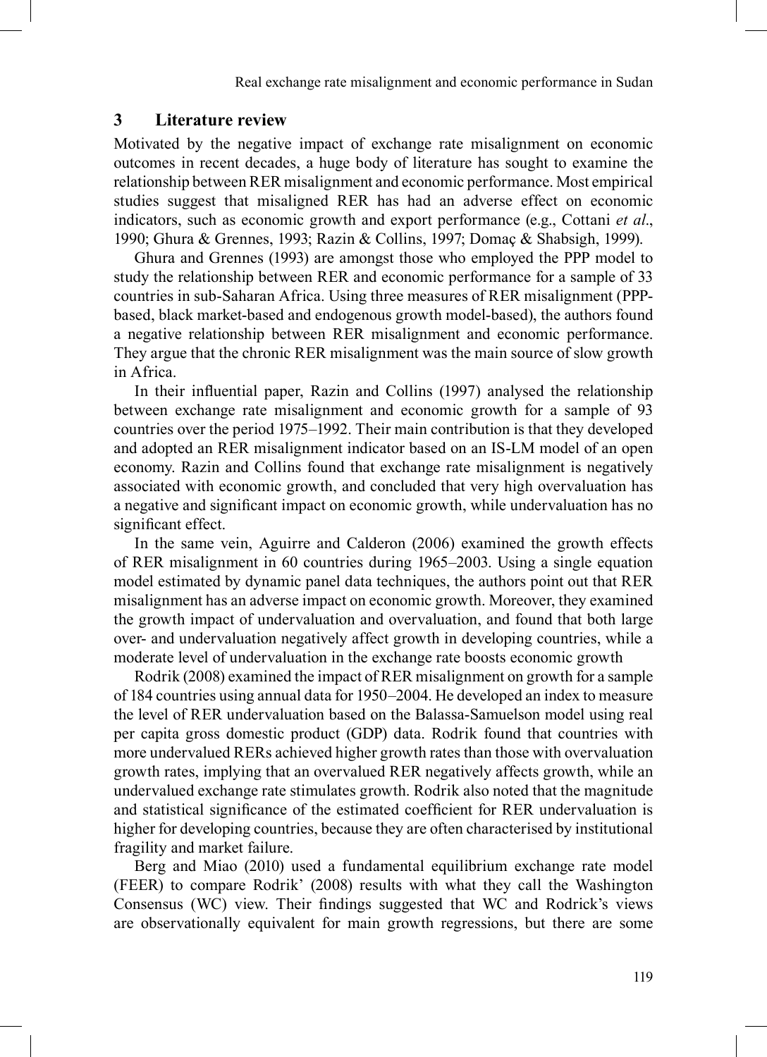## 3 Literature review

Motivated by the negative impact of exchange rate misalignment on economic outcomes in recent decades, a huge body of literature has sought to examine the relationship between RER misalignment and economic performance. Most empirical studies suggest that misaligned RER has had an adverse effect on economic indicators, such as economic growth and export performance (e.g., Cottani *et al*., 1990; Ghura & Grennes, 1993; Razin & Collins, 1997; Domaç & Shabsigh, 1999).

Ghura and Grennes (1993) are amongst those who employed the PPP model to study the relationship between RER and economic performance for a sample of 33 countries in sub-Saharan Africa. Using three measures of RER misalignment (PPP-based, black market-based and endogenous growth model-based), the authors found a negative relationship between RER misalignment and economic performance. They argue that the chronic RER misalignment was the main source of slow growth in Africa.

In their influential paper, Razin and Collins (1997) analysed the relationship between exchange rate misalignment and economic growth for a sample of 93 countries over the period 1975–1992. Their main contribution is that they developed and adopted an RER misalignment indicator based on an IS-LM model of an open economy. Razin and Collins found that exchange rate misalignment is negatively associated with economic growth, and concluded that very high overvaluation has a negative and significant impact on economic growth, while undervaluation has no significant effect.

In the same vein, Aguirre and Calderon (2006) examined the growth effects of RER misalignment in 60 countries during 1965–2003. Using a single equation model estimated by dynamic panel data techniques, the authors point out that RER misalignment has an adverse impact on economic growth. Moreover, they examined the growth impact of undervaluation and overvaluation, and found that both large over- and undervaluation negatively affect growth in developing countries, while a moderate level of undervaluation in the exchange rate boosts economic growth

Rodrik (2008) examined the impact of RER misalignment on growth for a sample of 184 countries using annual data for 1950–2004. He developed an index to measure the level of RER undervaluation based on the Balassa-Samuelson model using real per capita gross domestic product (GDP) data. Rodrik found that countries with more undervalued RERs achieved higher growth rates than those with overvaluation growth rates, implying that an overvalued RER negatively affects growth, while an undervalued exchange rate stimulates growth. Rodrik also noted that the magnitude and statistical significance of the estimated coefficient for RER undervaluation is higher for developing countries, because they are often characterised by institutional fragility and market failure.

Berg and Miao (2010) used a fundamental equilibrium exchange rate model (FEER) to compare Rodrik' (2008) results with what they call the Washington Consensus (WC) view. Their findings suggested that WC and Rodrick's views are observationally equivalent for main growth regressions, but there are some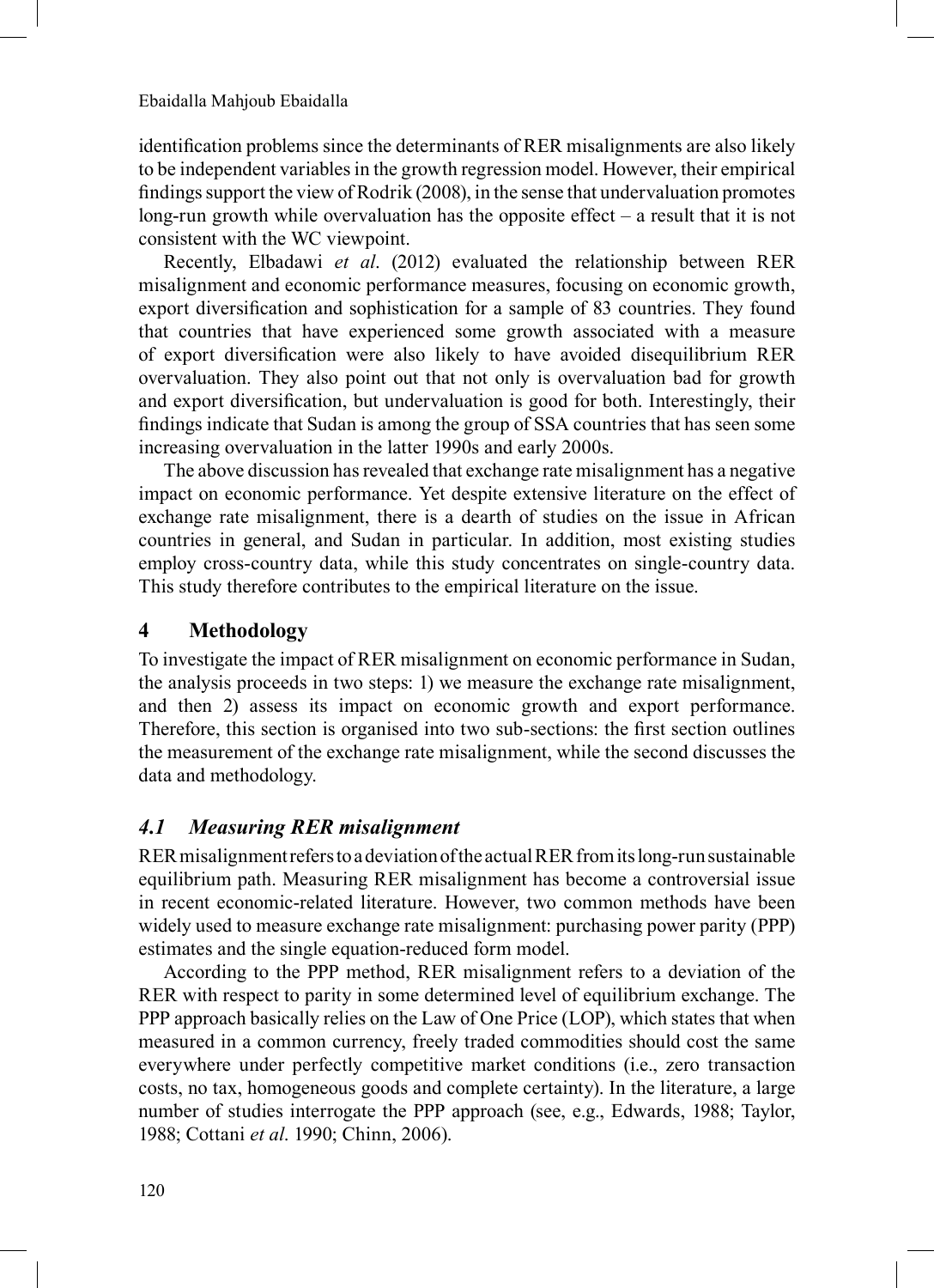identification problems since the determinants of RER misalignments are also likely to be independent variables in the growth regression model. However, their empirical findings support the view of Rodrik (2008), in the sense that undervaluation promotes long-run growth while overvaluation has the opposite effect – a result that it is not consistent with the WC viewpoint.

Recently, Elbadawi *et al*. (2012) evaluated the relationship between RER misalignment and economic performance measures, focusing on economic growth, export diversification and sophistication for a sample of 83 countries. They found that countries that have experienced some growth associated with a measure of export diversification were also likely to have avoided disequilibrium RER overvaluation. They also point out that not only is overvaluation bad for growth and export diversification, but undervaluation is good for both. Interestingly, their findings indicate that Sudan is among the group of SSA countries that has seen some increasing overvaluation in the latter 1990s and early 2000s.

The above discussion has revealed that exchange rate misalignment has a negative impact on economic performance. Yet despite extensive literature on the effect of exchange rate misalignment, there is a dearth of studies on the issue in African countries in general, and Sudan in particular. In addition, most existing studies employ cross-country data, while this study concentrates on single-country data. This study therefore contributes to the empirical literature on the issue.

## 4 Methodology

To investigate the impact of RER misalignment on economic performance in Sudan, the analysis proceeds in two steps: 1) we measure the exchange rate misalignment, and then 2) assess its impact on economic growth and export performance. Therefore, this section is organised into two sub-sections: the first section outlines the measurement of the exchange rate misalignment, while the second discusses the data and methodology.

### *4.1 Measuring RER misalignment*

RER misalignment refers to a deviation of the actual RER from its long-run sustainable equilibrium path. Measuring RER misalignment has become a controversial issue in recent economic-related literature. However, two common methods have been widely used to measure exchange rate misalignment: purchasing power parity (PPP) estimates and the single equation-reduced form model.

According to the PPP method, RER misalignment refers to a deviation of the RER with respect to parity in some determined level of equilibrium exchange. The PPP approach basically relies on the Law of One Price (LOP), which states that when measured in a common currency, freely traded commodities should cost the same everywhere under perfectly competitive market conditions (i.e., zero transaction costs, no tax, homogeneous goods and complete certainty). In the literature, a large number of studies interrogate the PPP approach (see, e.g., Edwards, 1988; Taylor, 1988; Cottani *et al.* 1990; Chinn, 2006).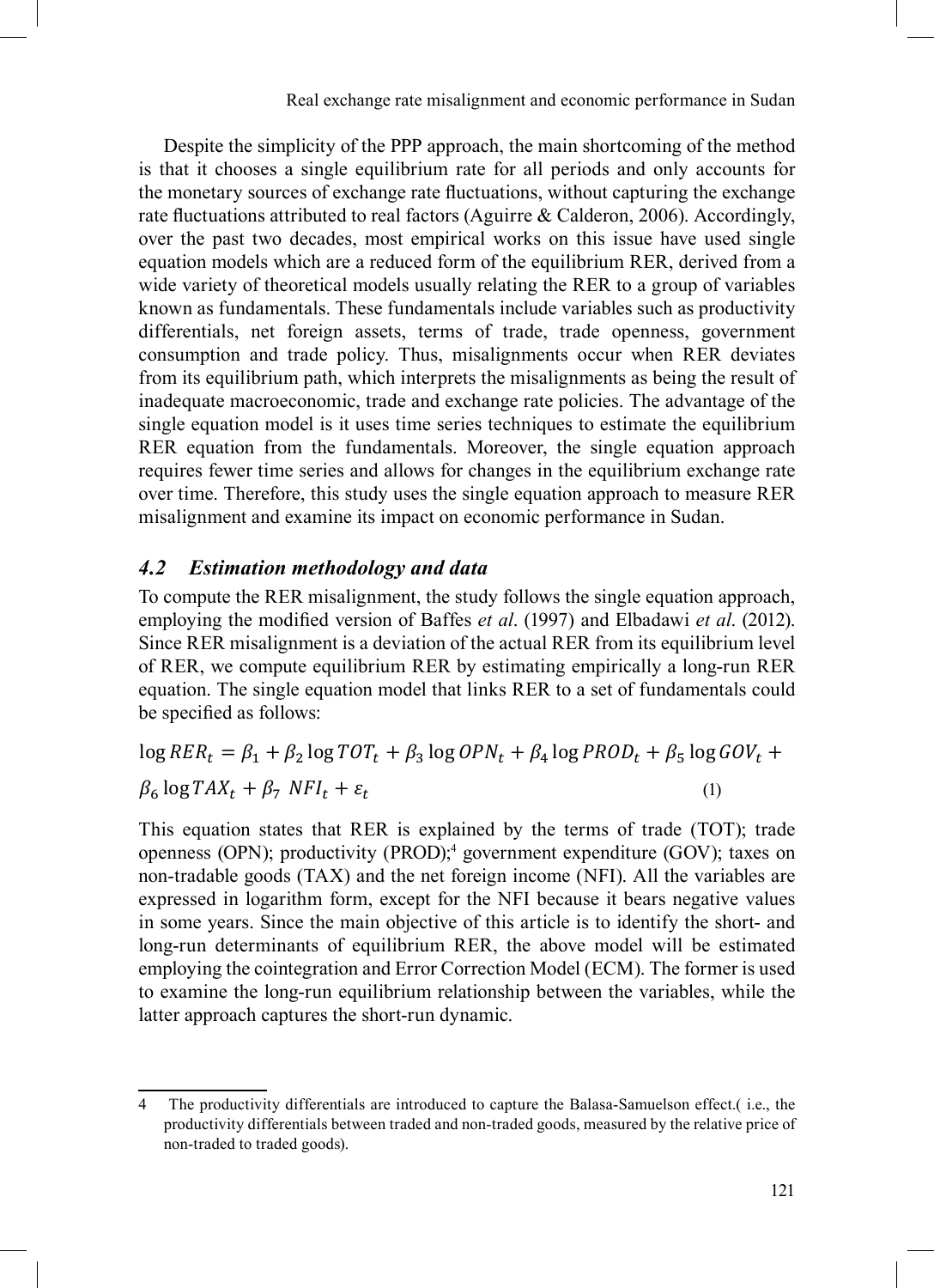Despite the simplicity of the PPP approach, the main shortcoming of the method is that it chooses a single equilibrium rate for all periods and only accounts for the monetary sources of exchange rate fluctuations, without capturing the exchange rate fluctuations attributed to real factors (Aguirre & Calderon, 2006). Accordingly, over the past two decades, most empirical works on this issue have used single equation models which are a reduced form of the equilibrium RER, derived from a wide variety of theoretical models usually relating the RER to a group of variables known as fundamentals. These fundamentals include variables such as productivity differentials, net foreign assets, terms of trade, trade openness, government consumption and trade policy. Thus, misalignments occur when RER deviates from its equilibrium path, which interprets the misalignments as being the result of inadequate macroeconomic, trade and exchange rate policies. The advantage of the single equation model is it uses time series techniques to estimate the equilibrium RER equation from the fundamentals. Moreover, the single equation approach requires fewer time series and allows for changes in the equilibrium exchange rate over time. Therefore, this study uses the single equation approach to measure RER misalignment and examine its impact on economic performance in Sudan.

### *4.2 Estimation methodology and data*

To compute the RER misalignment, the study follows the single equation approach, employing the modified version of Baffes *et al*. (1997) and Elbadawi *et al*. (2012). Since RER misalignment is a deviation of the actual RER from its equilibrium level of RER, we compute equilibrium RER by estimating empirically a long-run RER equation. The single equation model that links RER to a set of fundamentals could be specified as follows:

$$\log RER_t = \beta_1 + \beta_2 \log TOT_t + \beta_3 \log OPN_t + \beta_4 \log PROD_t + \beta_5 \log GOV_t + \beta_6 \log TAX_t + \beta_7 \; NFI_t + \varepsilon_t \qquad (1)$$

This equation states that RER is explained by the terms of trade (TOT); trade openness (OPN); productivity (PROD);[4] government expenditure (GOV); taxes on non-tradable goods (TAX) and the net foreign income (NFI). All the variables are expressed in logarithm form, except for the NFI because it bears negative values in some years. Since the main objective of this article is to identify the short- and long-run determinants of equilibrium RER, the above model will be estimated employing the cointegration and Error Correction Model (ECM). The former is used to examine the long-run equilibrium relationship between the variables, while the latter approach captures the short-run dynamic.

---

4 The productivity differentials are introduced to capture the Balasa-Samuelson effect.( i.e., the productivity differentials between traded and non-traded goods, measured by the relative price of non-traded to traded goods).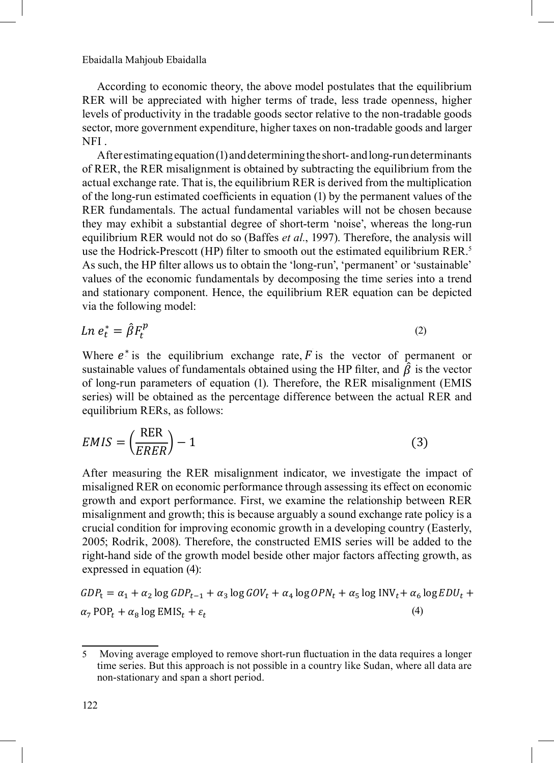According to economic theory, the above model postulates that the equilibrium RER will be appreciated with higher terms of trade, less trade openness, higher levels of productivity in the tradable goods sector relative to the non-tradable goods sector, more government expenditure, higher taxes on non-tradable goods and larger NFI .

After estimating equation (1) and determining the short- and long-run determinants of RER, the RER misalignment is obtained by subtracting the equilibrium from the actual exchange rate. That is, the equilibrium RER is derived from the multiplication of the long-run estimated coefficients in equation (1) by the permanent values of the RER fundamentals. The actual fundamental variables will not be chosen because they may exhibit a substantial degree of short-term 'noise', whereas the long-run equilibrium RER would not do so (Baffes *et al*., 1997). Therefore, the analysis will use the Hodrick-Prescott (HP) filter to smooth out the estimated equilibrium RER.[5] As such, the HP filter allows us to obtain the 'long-run', 'permanent' or 'sustainable' values of the economic fundamentals by decomposing the time series into a trend and stationary component. Hence, the equilibrium RER equation can be depicted via the following model:

$$Ln\ e_t^* = \hat{\beta} F_t^p \tag{2}$$

Where $e^*$ is the equilibrium exchange rate, $F$ is the vector of permanent or sustainable values of fundamentals obtained using the HP filter, and $\hat{\beta}$ is the vector of long-run parameters of equation (1). Therefore, the RER misalignment (EMIS series) will be obtained as the percentage difference between the actual RER and equilibrium RERs, as follows:

$$EMIS = \left(\frac{\text{RER}}{ERER}\right) - 1 \tag{3}$$

After measuring the RER misalignment indicator, we investigate the impact of misaligned RER on economic performance through assessing its effect on economic growth and export performance. First, we examine the relationship between RER misalignment and growth; this is because arguably a sound exchange rate policy is a crucial condition for improving economic growth in a developing country (Easterly, 2005; Rodrik, 2008). Therefore, the constructed EMIS series will be added to the right-hand side of the growth model beside other major factors affecting growth, as expressed in equation (4):

$$GDP_t = \alpha_1 + \alpha_2 \log GDP_{t-1} + \alpha_3 \log GOV_t + \alpha_4 \log OPN_t + \alpha_5 \log \text{INV}_t + \alpha_6 \log EDU_t + \alpha_7\, \text{POP}_t + \alpha_8 \log \text{EMIS}_t + \varepsilon_t \tag{4}$$

5 Moving average employed to remove short-run fluctuation in the data requires a longer time series. But this approach is not possible in a country like Sudan, where all data are non-stationary and span a short period.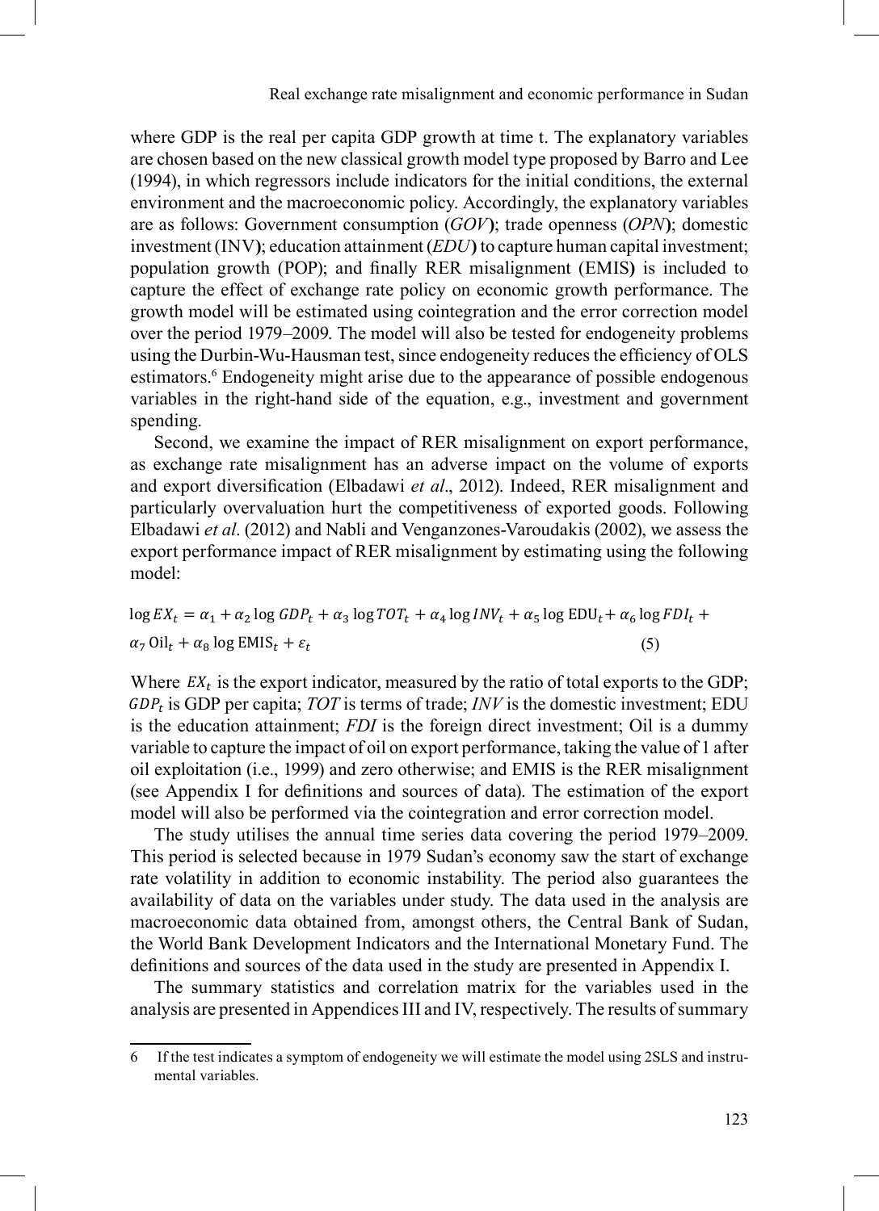where GDP is the real per capita GDP growth at time t. The explanatory variables are chosen based on the new classical growth model type proposed by Barro and Lee (1994), in which regressors include indicators for the initial conditions, the external environment and the macroeconomic policy. Accordingly, the explanatory variables are as follows: Government consumption (*GOV*); trade openness (*OPN*); domestic investment (INV); education attainment (*EDU*) to capture human capital investment; population growth (POP); and finally RER misalignment (EMIS) is included to capture the effect of exchange rate policy on economic growth performance. The growth model will be estimated using cointegration and the error correction model over the period 1979–2009. The model will also be tested for endogeneity problems using the Durbin-Wu-Hausman test, since endogeneity reduces the efficiency of OLS estimators.[6] Endogeneity might arise due to the appearance of possible endogenous variables in the right-hand side of the equation, e.g., investment and government spending.

Second, we examine the impact of RER misalignment on export performance, as exchange rate misalignment has an adverse impact on the volume of exports and export diversification (Elbadawi *et al*., 2012). Indeed, RER misalignment and particularly overvaluation hurt the competitiveness of exported goods. Following Elbadawi *et al*. (2012) and Nabli and Venganzones-Varoudakis (2002), we assess the export performance impact of RER misalignment by estimating using the following model:

$$\log EX_t = \alpha_1 + \alpha_2 \log GDP_t + \alpha_3 \log TOT_t + \alpha_4 \log INV_t + \alpha_5 \log \mathrm{EDU}_t + \alpha_6 \log FDI_t + \alpha_7 \mathrm{Oil}_t + \alpha_8 \log \mathrm{EMIS}_t + \varepsilon_t \quad (5)$$

Where $EX_t$ is the export indicator, measured by the ratio of total exports to the GDP; $GDP_t$ is GDP per capita; *TOT* is terms of trade; *INV* is the domestic investment; EDU is the education attainment; *FDI* is the foreign direct investment; Oil is a dummy variable to capture the impact of oil on export performance, taking the value of 1 after oil exploitation (i.e., 1999) and zero otherwise; and EMIS is the RER misalignment (see Appendix I for definitions and sources of data). The estimation of the export model will also be performed via the cointegration and error correction model.

The study utilises the annual time series data covering the period 1979–2009. This period is selected because in 1979 Sudan's economy saw the start of exchange rate volatility in addition to economic instability. The period also guarantees the availability of data on the variables under study. The data used in the analysis are macroeconomic data obtained from, amongst others, the Central Bank of Sudan, the World Bank Development Indicators and the International Monetary Fund. The definitions and sources of the data used in the study are presented in Appendix I.

The summary statistics and correlation matrix for the variables used in the analysis are presented in Appendices III and IV, respectively. The results of summary

---

6 If the test indicates a symptom of endogeneity we will estimate the model using 2SLS and instrumental variables.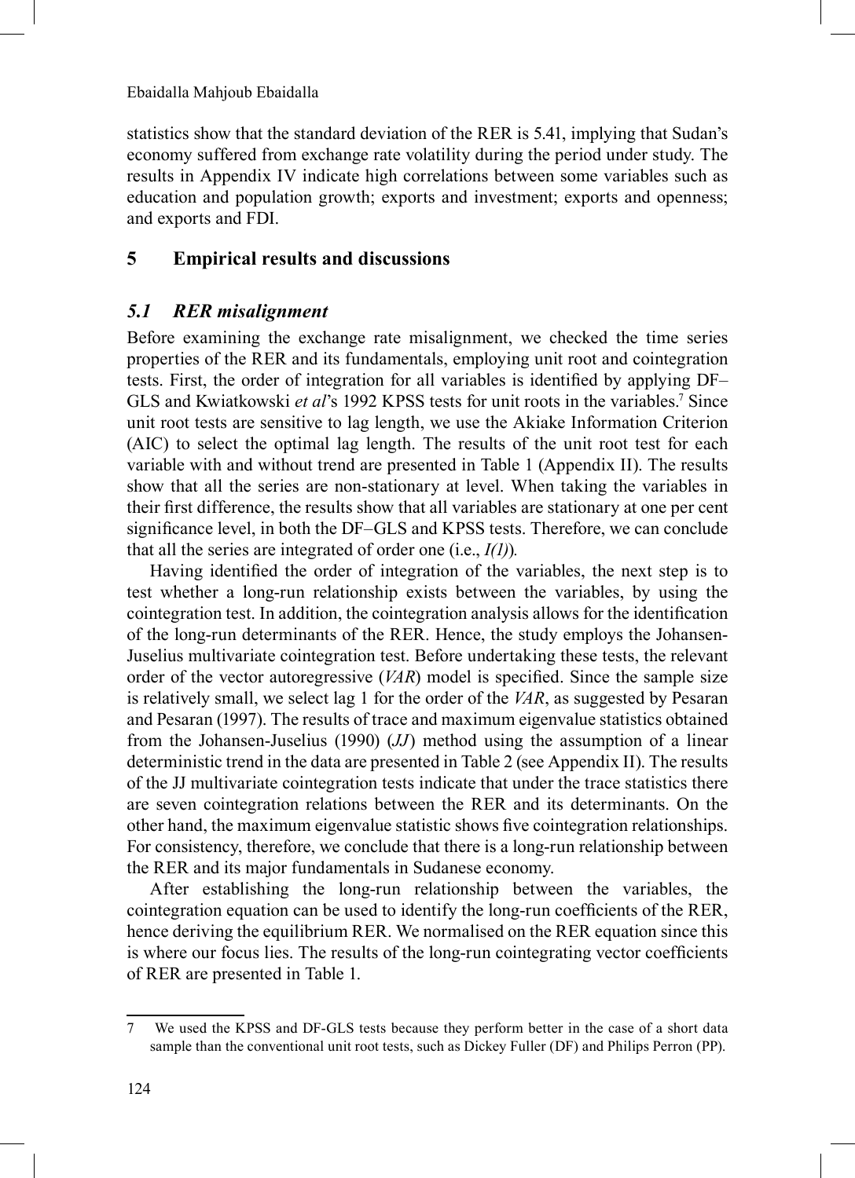statistics show that the standard deviation of the RER is 5.41, implying that Sudan's economy suffered from exchange rate volatility during the period under study. The results in Appendix IV indicate high correlations between some variables such as education and population growth; exports and investment; exports and openness; and exports and FDI.

## 5 Empirical results and discussions

### *5.1 RER misalignment*

Before examining the exchange rate misalignment, we checked the time series properties of the RER and its fundamentals, employing unit root and cointegration tests. First, the order of integration for all variables is identified by applying DF–GLS and Kwiatkowski *et al*'s 1992 KPSS tests for unit roots in the variables.[7] Since unit root tests are sensitive to lag length, we use the Akiake Information Criterion (AIC) to select the optimal lag length. The results of the unit root test for each variable with and without trend are presented in Table 1 (Appendix II). The results show that all the series are non-stationary at level. When taking the variables in their first difference, the results show that all variables are stationary at one per cent significance level, in both the DF–GLS and KPSS tests. Therefore, we can conclude that all the series are integrated of order one (i.e., *I(1)*).

Having identified the order of integration of the variables, the next step is to test whether a long-run relationship exists between the variables, by using the cointegration test. In addition, the cointegration analysis allows for the identification of the long-run determinants of the RER. Hence, the study employs the Johansen-Juselius multivariate cointegration test. Before undertaking these tests, the relevant order of the vector autoregressive (*VAR*) model is specified. Since the sample size is relatively small, we select lag 1 for the order of the *VAR*, as suggested by Pesaran and Pesaran (1997). The results of trace and maximum eigenvalue statistics obtained from the Johansen-Juselius (1990) (*JJ*) method using the assumption of a linear deterministic trend in the data are presented in Table 2 (see Appendix II). The results of the JJ multivariate cointegration tests indicate that under the trace statistics there are seven cointegration relations between the RER and its determinants. On the other hand, the maximum eigenvalue statistic shows five cointegration relationships. For consistency, therefore, we conclude that there is a long-run relationship between the RER and its major fundamentals in Sudanese economy.

After establishing the long-run relationship between the variables, the cointegration equation can be used to identify the long-run coefficients of the RER, hence deriving the equilibrium RER. We normalised on the RER equation since this is where our focus lies. The results of the long-run cointegrating vector coefficients of RER are presented in Table 1.

---

7 We used the KPSS and DF-GLS tests because they perform better in the case of a short data sample than the conventional unit root tests, such as Dickey Fuller (DF) and Philips Perron (PP).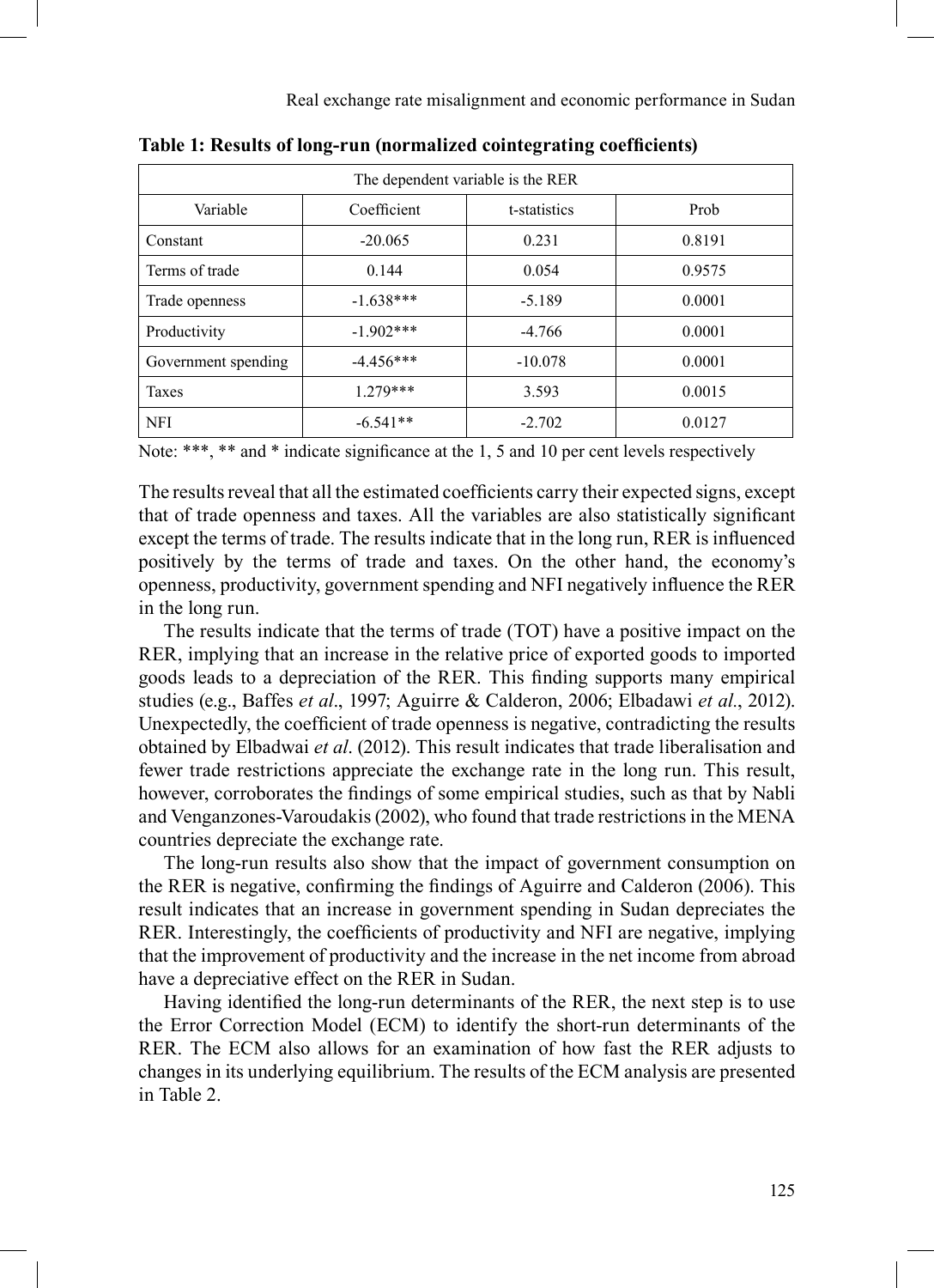**Table 1: Results of long-run (normalized cointegrating coefficients)**

| The dependent variable is the RER | | | |
|---|---|---|---|
| Variable | Coefficient | t-statistics | Prob |
| Constant | -20.065 | 0.231 | 0.8191 |
| Terms of trade | 0.144 | 0.054 | 0.9575 |
| Trade openness | -1.638*** | -5.189 | 0.0001 |
| Productivity | -1.902*** | -4.766 | 0.0001 |
| Government spending | -4.456*** | -10.078 | 0.0001 |
| Taxes | 1.279*** | 3.593 | 0.0015 |
| NFI | -6.541** | -2.702 | 0.0127 |

Note: ***, ** and * indicate significance at the 1, 5 and 10 per cent levels respectively

The results reveal that all the estimated coefficients carry their expected signs, except that of trade openness and taxes. All the variables are also statistically significant except the terms of trade. The results indicate that in the long run, RER is influenced positively by the terms of trade and taxes. On the other hand, the economy's openness, productivity, government spending and NFI negatively influence the RER in the long run.

The results indicate that the terms of trade (TOT) have a positive impact on the RER, implying that an increase in the relative price of exported goods to imported goods leads to a depreciation of the RER. This finding supports many empirical studies (e.g., Baffes *et al*., 1997; Aguirre & Calderon, 2006; Elbadawi *et al*., 2012). Unexpectedly, the coefficient of trade openness is negative, contradicting the results obtained by Elbadwai *et al*. (2012). This result indicates that trade liberalisation and fewer trade restrictions appreciate the exchange rate in the long run. This result, however, corroborates the findings of some empirical studies, such as that by Nabli and Venganzones-Varoudakis (2002), who found that trade restrictions in the MENA countries depreciate the exchange rate.

The long-run results also show that the impact of government consumption on the RER is negative, confirming the findings of Aguirre and Calderon (2006). This result indicates that an increase in government spending in Sudan depreciates the RER. Interestingly, the coefficients of productivity and NFI are negative, implying that the improvement of productivity and the increase in the net income from abroad have a depreciative effect on the RER in Sudan.

Having identified the long-run determinants of the RER, the next step is to use the Error Correction Model (ECM) to identify the short-run determinants of the RER. The ECM also allows for an examination of how fast the RER adjusts to changes in its underlying equilibrium. The results of the ECM analysis are presented in Table 2.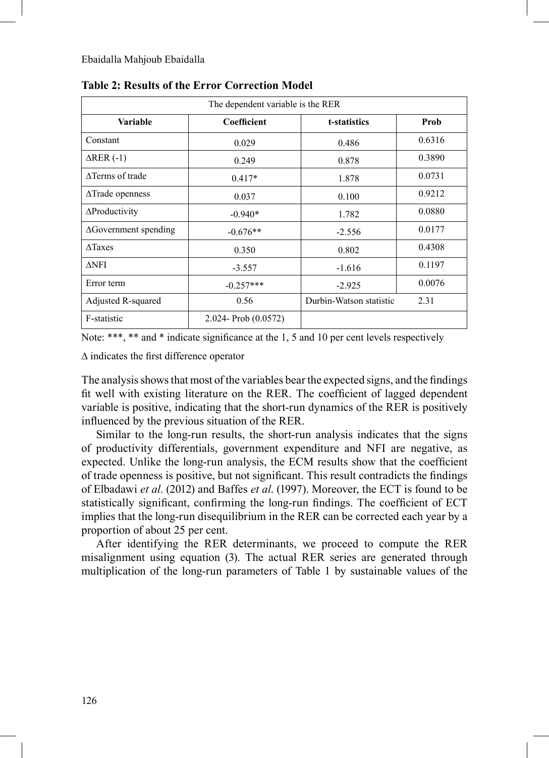**Table 2: Results of the Error Correction Model**

| The dependent variable is the RER | | | |
|---|---|---|---|
| **Variable** | **Coefficient** | **t-statistics** | **Prob** |
| Constant | 0.029 | 0.486 | 0.6316 |
| ΔRER (-1) | 0.249 | 0.878 | 0.3890 |
| ΔTerms of trade | 0.417* | 1.878 | 0.0731 |
| ΔTrade openness | 0.037 | 0.100 | 0.9212 |
| ΔProductivity | -0.940* | 1.782 | 0.0880 |
| ΔGovernment spending | -0.676** | -2.556 | 0.0177 |
| ΔTaxes | 0.350 | 0.802 | 0.4308 |
| ΔNFI | -3.557 | -1.616 | 0.1197 |
| Error term | -0.257*** | -2.925 | 0.0076 |
| Adjusted R-squared | 0.56 | Durbin-Watson statistic | 2.31 |
| F-statistic | 2.024- Prob (0.0572) | | |

Note: ***, ** and * indicate significance at the 1, 5 and 10 per cent levels respectively

Δ indicates the first difference operator

The analysis shows that most of the variables bear the expected signs, and the findings fit well with existing literature on the RER. The coefficient of lagged dependent variable is positive, indicating that the short-run dynamics of the RER is positively influenced by the previous situation of the RER.

Similar to the long-run results, the short-run analysis indicates that the signs of productivity differentials, government expenditure and NFI are negative, as expected. Unlike the long-run analysis, the ECM results show that the coefficient of trade openness is positive, but not significant. This result contradicts the findings of Elbadawi *et al*. (2012) and Baffes *et al*. (1997). Moreover, the ECT is found to be statistically significant, confirming the long-run findings. The coefficient of ECT implies that the long-run disequilibrium in the RER can be corrected each year by a proportion of about 25 per cent.

After identifying the RER determinants, we proceed to compute the RER misalignment using equation (3). The actual RER series are generated through multiplication of the long-run parameters of Table 1 by sustainable values of the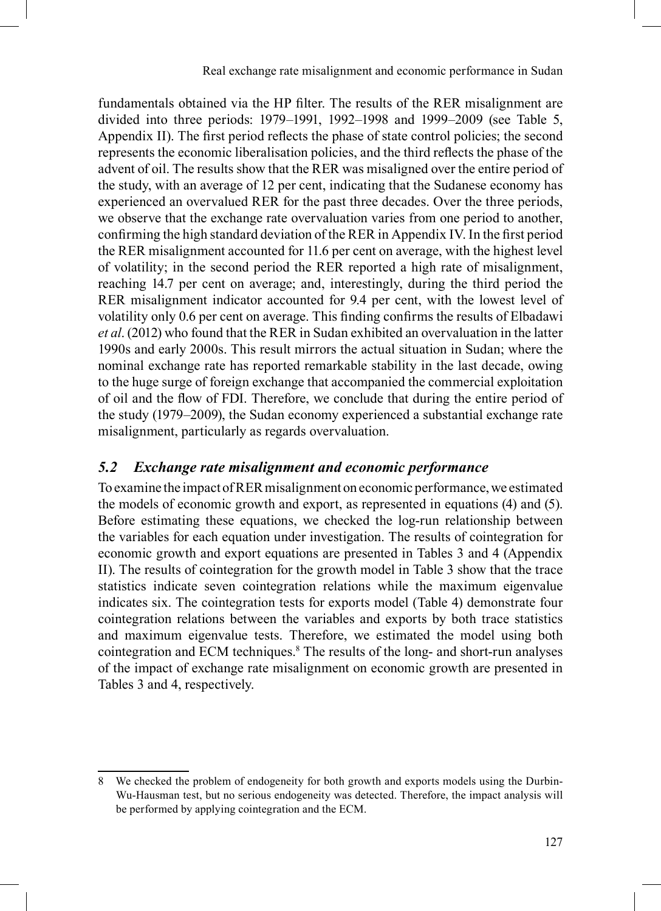fundamentals obtained via the HP filter. The results of the RER misalignment are divided into three periods: 1979–1991, 1992–1998 and 1999–2009 (see Table 5, Appendix II). The first period reflects the phase of state control policies; the second represents the economic liberalisation policies, and the third reflects the phase of the advent of oil. The results show that the RER was misaligned over the entire period of the study, with an average of 12 per cent, indicating that the Sudanese economy has experienced an overvalued RER for the past three decades. Over the three periods, we observe that the exchange rate overvaluation varies from one period to another, confirming the high standard deviation of the RER in Appendix IV. In the first period the RER misalignment accounted for 11.6 per cent on average, with the highest level of volatility; in the second period the RER reported a high rate of misalignment, reaching 14.7 per cent on average; and, interestingly, during the third period the RER misalignment indicator accounted for 9.4 per cent, with the lowest level of volatility only 0.6 per cent on average. This finding confirms the results of Elbadawi *et al*. (2012) who found that the RER in Sudan exhibited an overvaluation in the latter 1990s and early 2000s. This result mirrors the actual situation in Sudan; where the nominal exchange rate has reported remarkable stability in the last decade, owing to the huge surge of foreign exchange that accompanied the commercial exploitation of oil and the flow of FDI. Therefore, we conclude that during the entire period of the study (1979–2009), the Sudan economy experienced a substantial exchange rate misalignment, particularly as regards overvaluation.

## *5.2 Exchange rate misalignment and economic performance*

To examine the impact of RER misalignment on economic performance, we estimated the models of economic growth and export, as represented in equations (4) and (5). Before estimating these equations, we checked the log-run relationship between the variables for each equation under investigation. The results of cointegration for economic growth and export equations are presented in Tables 3 and 4 (Appendix II). The results of cointegration for the growth model in Table 3 show that the trace statistics indicate seven cointegration relations while the maximum eigenvalue indicates six. The cointegration tests for exports model (Table 4) demonstrate four cointegration relations between the variables and exports by both trace statistics and maximum eigenvalue tests. Therefore, we estimated the model using both cointegration and ECM techniques.[8] The results of the long- and short-run analyses of the impact of exchange rate misalignment on economic growth are presented in Tables 3 and 4, respectively.

8 We checked the problem of endogeneity for both growth and exports models using the Durbin-Wu-Hausman test, but no serious endogeneity was detected. Therefore, the impact analysis will be performed by applying cointegration and the ECM.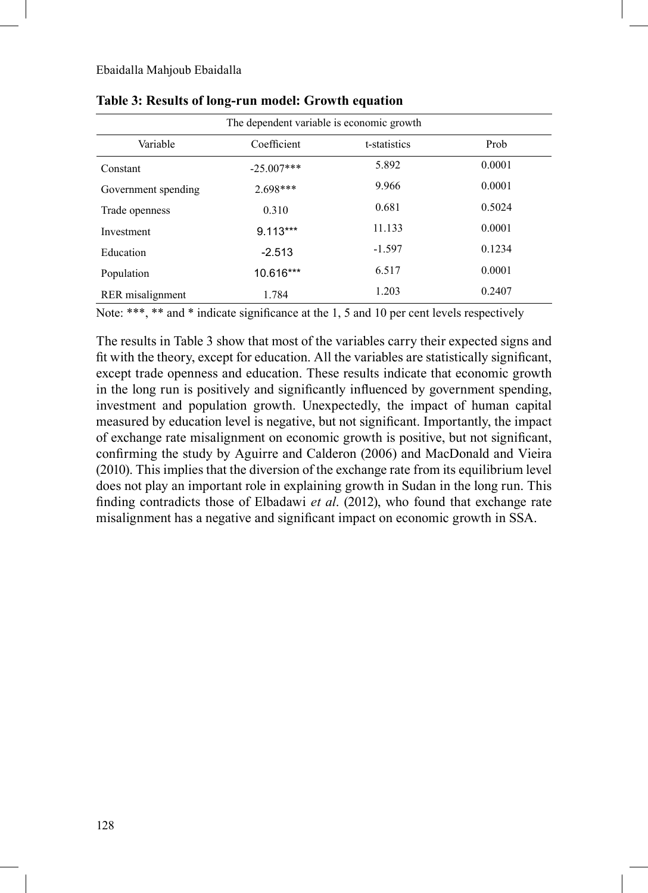**Table 3: Results of long-run model: Growth equation**

| The dependent variable is economic growth | | | |
|---|---|---|---|
| Variable | Coefficient | t-statistics | Prob |
| Constant | -25.007*** | 5.892 | 0.0001 |
| Government spending | 2.698*** | 9.966 | 0.0001 |
| Trade openness | 0.310 | 0.681 | 0.5024 |
| Investment | 9.113*** | 11.133 | 0.0001 |
| Education | -2.513 | -1.597 | 0.1234 |
| Population | 10.616*** | 6.517 | 0.0001 |
| RER misalignment | 1.784 | 1.203 | 0.2407 |

Note: ***, ** and * indicate significance at the 1, 5 and 10 per cent levels respectively

The results in Table 3 show that most of the variables carry their expected signs and fit with the theory, except for education. All the variables are statistically significant, except trade openness and education. These results indicate that economic growth in the long run is positively and significantly influenced by government spending, investment and population growth. Unexpectedly, the impact of human capital measured by education level is negative, but not significant. Importantly, the impact of exchange rate misalignment on economic growth is positive, but not significant, confirming the study by Aguirre and Calderon (2006) and MacDonald and Vieira (2010). This implies that the diversion of the exchange rate from its equilibrium level does not play an important role in explaining growth in Sudan in the long run. This finding contradicts those of Elbadawi *et al*. (2012), who found that exchange rate misalignment has a negative and significant impact on economic growth in SSA.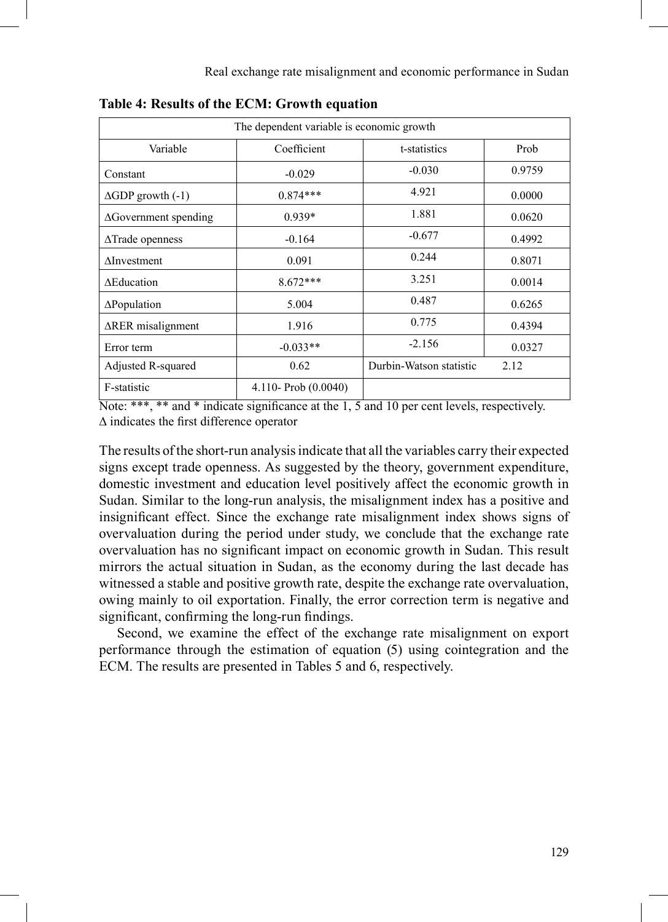**Table 4: Results of the ECM: Growth equation**

| The dependent variable is economic growth | | | |
|---|---|---|---|
| Variable | Coefficient | t-statistics | Prob |
| Constant | -0.029 | -0.030 | 0.9759 |
| ΔGDP growth (-1) | 0.874*** | 4.921 | 0.0000 |
| ΔGovernment spending | 0.939* | 1.881 | 0.0620 |
| ΔTrade openness | -0.164 | -0.677 | 0.4992 |
| ΔInvestment | 0.091 | 0.244 | 0.8071 |
| ΔEducation | 8.672*** | 3.251 | 0.0014 |
| ΔPopulation | 5.004 | 0.487 | 0.6265 |
| ΔRER misalignment | 1.916 | 0.775 | 0.4394 |
| Error term | -0.033** | -2.156 | 0.0327 |
| Adjusted R-squared | 0.62 | Durbin-Watson statistic | 2.12 |
| F-statistic | 4.110- Prob (0.0040) | | |

Note: ***, ** and * indicate significance at the 1, 5 and 10 per cent levels, respectively.
Δ indicates the first difference operator

The results of the short-run analysis indicate that all the variables carry their expected signs except trade openness. As suggested by the theory, government expenditure, domestic investment and education level positively affect the economic growth in Sudan. Similar to the long-run analysis, the misalignment index has a positive and insignificant effect. Since the exchange rate misalignment index shows signs of overvaluation during the period under study, we conclude that the exchange rate overvaluation has no significant impact on economic growth in Sudan. This result mirrors the actual situation in Sudan, as the economy during the last decade has witnessed a stable and positive growth rate, despite the exchange rate overvaluation, owing mainly to oil exportation. Finally, the error correction term is negative and significant, confirming the long-run findings.

Second, we examine the effect of the exchange rate misalignment on export performance through the estimation of equation (5) using cointegration and the ECM. The results are presented in Tables 5 and 6, respectively.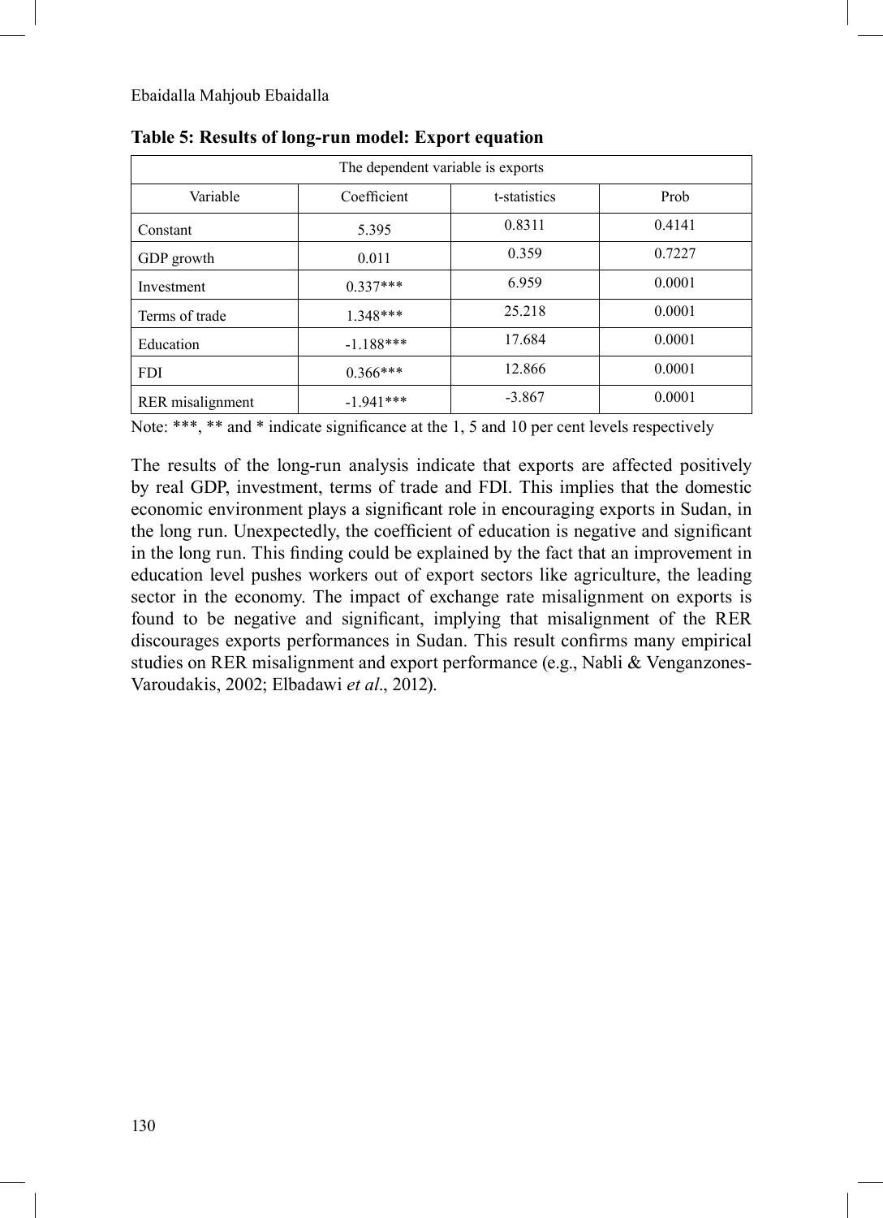**Table 5: Results of long-run model: Export equation**

| The dependent variable is exports | | | |
|---|---|---|---|
| Variable | Coefficient | t-statistics | Prob |
| Constant | 5.395 | 0.8311 | 0.4141 |
| GDP growth | 0.011 | 0.359 | 0.7227 |
| Investment | 0.337*** | 6.959 | 0.0001 |
| Terms of trade | 1.348*** | 25.218 | 0.0001 |
| Education | -1.188*** | 17.684 | 0.0001 |
| FDI | 0.366*** | 12.866 | 0.0001 |
| RER misalignment | -1.941*** | -3.867 | 0.0001 |

Note: ***, ** and * indicate significance at the 1, 5 and 10 per cent levels respectively

The results of the long-run analysis indicate that exports are affected positively by real GDP, investment, terms of trade and FDI. This implies that the domestic economic environment plays a significant role in encouraging exports in Sudan, in the long run. Unexpectedly, the coefficient of education is negative and significant in the long run. This finding could be explained by the fact that an improvement in education level pushes workers out of export sectors like agriculture, the leading sector in the economy. The impact of exchange rate misalignment on exports is found to be negative and significant, implying that misalignment of the RER discourages exports performances in Sudan. This result confirms many empirical studies on RER misalignment and export performance (e.g., Nabli & Venganzones-Varoudakis, 2002; Elbadawi *et al*., 2012).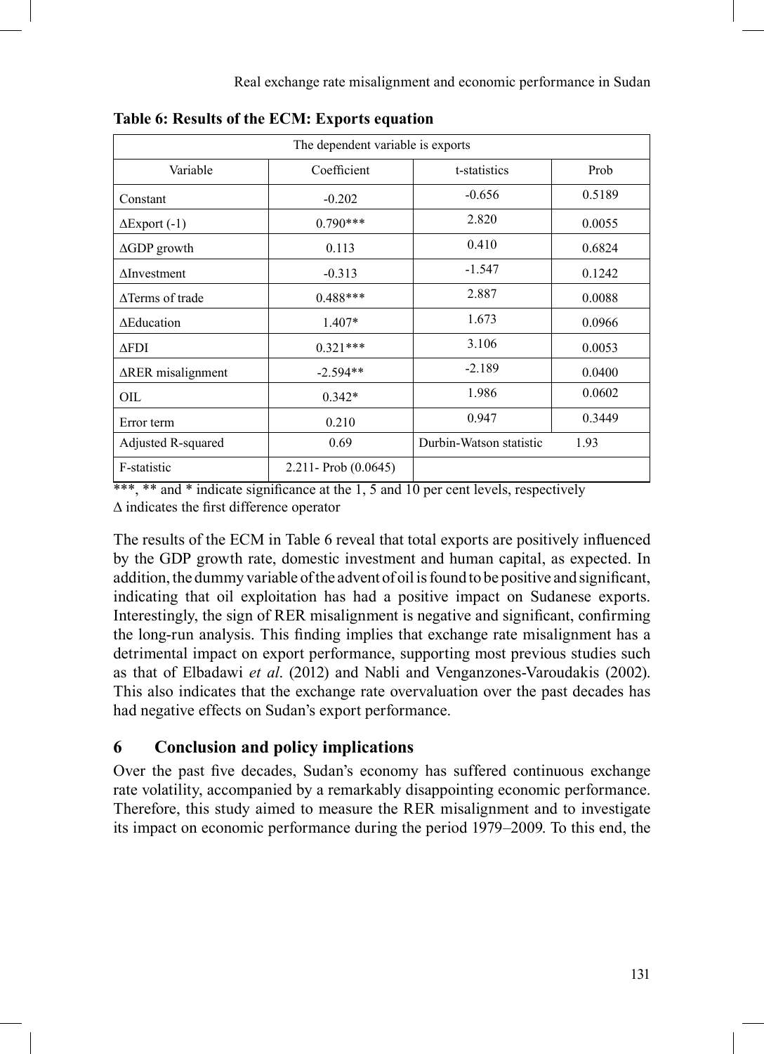**Table 6: Results of the ECM: Exports equation**

| The dependent variable is exports | | | |
|---|---|---|---|
| Variable | Coefficient | t-statistics | Prob |
| Constant | -0.202 | -0.656 | 0.5189 |
| ΔExport (-1) | 0.790*** | 2.820 | 0.0055 |
| ΔGDP growth | 0.113 | 0.410 | 0.6824 |
| ΔInvestment | -0.313 | -1.547 | 0.1242 |
| ΔTerms of trade | 0.488*** | 2.887 | 0.0088 |
| ΔEducation | 1.407* | 1.673 | 0.0966 |
| ΔFDI | 0.321*** | 3.106 | 0.0053 |
| ΔRER misalignment | -2.594** | -2.189 | 0.0400 |
| OIL | 0.342* | 1.986 | 0.0602 |
| Error term | 0.210 | 0.947 | 0.3449 |
| Adjusted R-squared | 0.69 | Durbin-Watson statistic | 1.93 |
| F-statistic | 2.211- Prob (0.0645) | | |

***, ** and * indicate significance at the 1, 5 and 10 per cent levels, respectively
Δ indicates the first difference operator

The results of the ECM in Table 6 reveal that total exports are positively influenced by the GDP growth rate, domestic investment and human capital, as expected. In addition, the dummy variable of the advent of oil is found to be positive and significant, indicating that oil exploitation has had a positive impact on Sudanese exports. Interestingly, the sign of RER misalignment is negative and significant, confirming the long-run analysis. This finding implies that exchange rate misalignment has a detrimental impact on export performance, supporting most previous studies such as that of Elbadawi *et al*. (2012) and Nabli and Venganzones-Varoudakis (2002). This also indicates that the exchange rate overvaluation over the past decades has had negative effects on Sudan's export performance.

## 6 Conclusion and policy implications

Over the past five decades, Sudan's economy has suffered continuous exchange rate volatility, accompanied by a remarkably disappointing economic performance. Therefore, this study aimed to measure the RER misalignment and to investigate its impact on economic performance during the period 1979–2009. To this end, the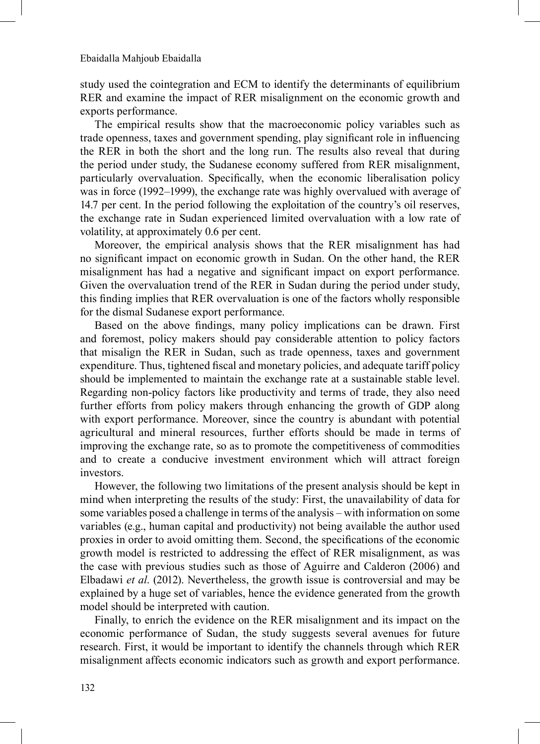study used the cointegration and ECM to identify the determinants of equilibrium RER and examine the impact of RER misalignment on the economic growth and exports performance.

The empirical results show that the macroeconomic policy variables such as trade openness, taxes and government spending, play significant role in influencing the RER in both the short and the long run. The results also reveal that during the period under study, the Sudanese economy suffered from RER misalignment, particularly overvaluation. Specifically, when the economic liberalisation policy was in force (1992–1999), the exchange rate was highly overvalued with average of 14.7 per cent. In the period following the exploitation of the country's oil reserves, the exchange rate in Sudan experienced limited overvaluation with a low rate of volatility, at approximately 0.6 per cent.

Moreover, the empirical analysis shows that the RER misalignment has had no significant impact on economic growth in Sudan. On the other hand, the RER misalignment has had a negative and significant impact on export performance. Given the overvaluation trend of the RER in Sudan during the period under study, this finding implies that RER overvaluation is one of the factors wholly responsible for the dismal Sudanese export performance.

Based on the above findings, many policy implications can be drawn. First and foremost, policy makers should pay considerable attention to policy factors that misalign the RER in Sudan, such as trade openness, taxes and government expenditure. Thus, tightened fiscal and monetary policies, and adequate tariff policy should be implemented to maintain the exchange rate at a sustainable stable level. Regarding non-policy factors like productivity and terms of trade, they also need further efforts from policy makers through enhancing the growth of GDP along with export performance. Moreover, since the country is abundant with potential agricultural and mineral resources, further efforts should be made in terms of improving the exchange rate, so as to promote the competitiveness of commodities and to create a conducive investment environment which will attract foreign investors.

However, the following two limitations of the present analysis should be kept in mind when interpreting the results of the study: First, the unavailability of data for some variables posed a challenge in terms of the analysis – with information on some variables (e.g., human capital and productivity) not being available the author used proxies in order to avoid omitting them. Second, the specifications of the economic growth model is restricted to addressing the effect of RER misalignment, as was the case with previous studies such as those of Aguirre and Calderon (2006) and Elbadawi *et al*. (2012). Nevertheless, the growth issue is controversial and may be explained by a huge set of variables, hence the evidence generated from the growth model should be interpreted with caution.

Finally, to enrich the evidence on the RER misalignment and its impact on the economic performance of Sudan, the study suggests several avenues for future research. First, it would be important to identify the channels through which RER misalignment affects economic indicators such as growth and export performance.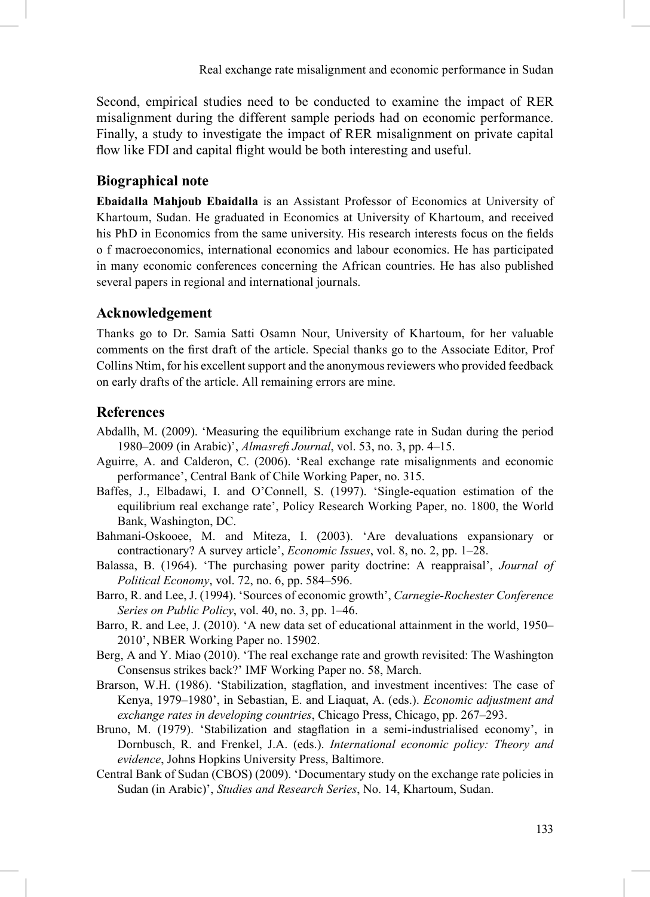Second, empirical studies need to be conducted to examine the impact of RER misalignment during the different sample periods had on economic performance. Finally, a study to investigate the impact of RER misalignment on private capital flow like FDI and capital flight would be both interesting and useful.

## Biographical note

**Ebaidalla Mahjoub Ebaidalla** is an Assistant Professor of Economics at University of Khartoum, Sudan. He graduated in Economics at University of Khartoum, and received his PhD in Economics from the same university. His research interests focus on the fields o f macroeconomics, international economics and labour economics. He has participated in many economic conferences concerning the African countries. He has also published several papers in regional and international journals.

## Acknowledgement

Thanks go to Dr. Samia Satti Osamn Nour, University of Khartoum, for her valuable comments on the first draft of the article. Special thanks go to the Associate Editor, Prof Collins Ntim, for his excellent support and the anonymous reviewers who provided feedback on early drafts of the article. All remaining errors are mine.

## References

Abdallh, M. (2009). 'Measuring the equilibrium exchange rate in Sudan during the period 1980–2009 (in Arabic)', *Almasrefi Journal*, vol. 53, no. 3, pp. 4–15.

Aguirre, A. and Calderon, C. (2006). 'Real exchange rate misalignments and economic performance', Central Bank of Chile Working Paper, no. 315.

Baffes, J., Elbadawi, I. and O'Connell, S. (1997). 'Single-equation estimation of the equilibrium real exchange rate', Policy Research Working Paper, no. 1800, the World Bank, Washington, DC.

Bahmani-Oskooee, M. and Miteza, I. (2003). 'Are devaluations expansionary or contractionary? A survey article', *Economic Issues*, vol. 8, no. 2, pp. 1–28.

Balassa, B. (1964). 'The purchasing power parity doctrine: A reappraisal', *Journal of Political Economy*, vol. 72, no. 6, pp. 584–596.

Barro, R. and Lee, J. (1994). 'Sources of economic growth', *Carnegie-Rochester Conference Series on Public Policy*, vol. 40, no. 3, pp. 1–46.

Barro, R. and Lee, J. (2010). 'A new data set of educational attainment in the world, 1950–2010', NBER Working Paper no. 15902.

Berg, A and Y. Miao (2010). 'The real exchange rate and growth revisited: The Washington Consensus strikes back?' IMF Working Paper no. 58, March.

Brarson, W.H. (1986). 'Stabilization, stagflation, and investment incentives: The case of Kenya, 1979–1980', in Sebastian, E. and Liaquat, A. (eds.). *Economic adjustment and exchange rates in developing countries*, Chicago Press, Chicago, pp. 267–293.

Bruno, M. (1979). 'Stabilization and stagflation in a semi-industrialised economy', in Dornbusch, R. and Frenkel, J.A. (eds.). *International economic policy: Theory and evidence*, Johns Hopkins University Press, Baltimore.

Central Bank of Sudan (CBOS) (2009). 'Documentary study on the exchange rate policies in Sudan (in Arabic)', *Studies and Research Series*, No. 14, Khartoum, Sudan.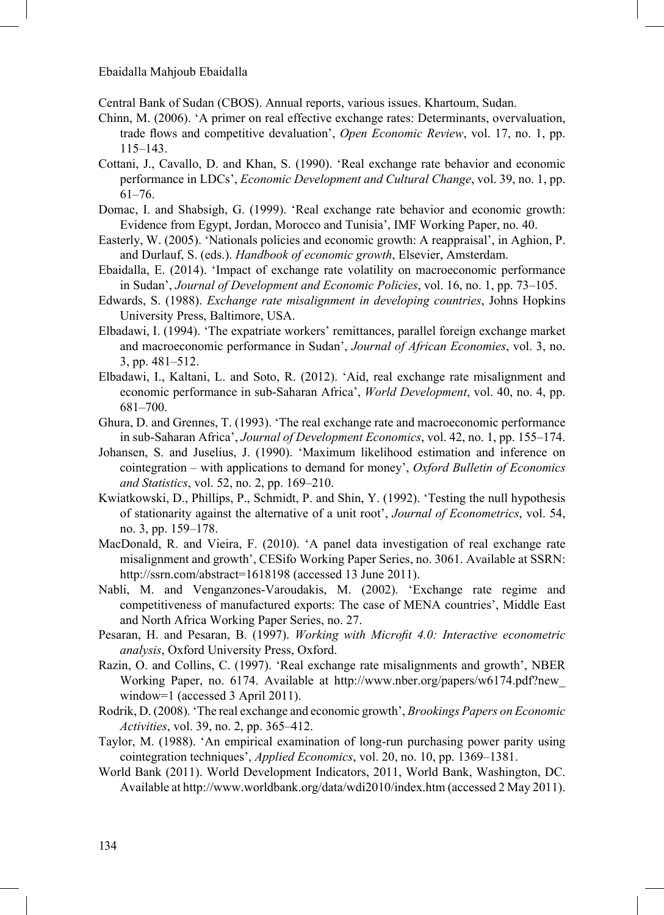Central Bank of Sudan (CBOS). Annual reports, various issues. Khartoum, Sudan.

Chinn, M. (2006). 'A primer on real effective exchange rates: Determinants, overvaluation, trade flows and competitive devaluation', *Open Economic Review*, vol. 17, no. 1, pp. 115–143.

Cottani, J., Cavallo, D. and Khan, S. (1990). 'Real exchange rate behavior and economic performance in LDCs', *Economic Development and Cultural Change*, vol. 39, no. 1, pp. 61–76.

Domac, I. and Shabsigh, G. (1999). 'Real exchange rate behavior and economic growth: Evidence from Egypt, Jordan, Morocco and Tunisia', IMF Working Paper, no. 40.

Easterly, W. (2005). 'Nationals policies and economic growth: A reappraisal', in Aghion, P. and Durlauf, S. (eds.). *Handbook of economic growth*, Elsevier, Amsterdam.

Ebaidalla, E. (2014). 'Impact of exchange rate volatility on macroeconomic performance in Sudan', *Journal of Development and Economic Policies*, vol. 16, no. 1, pp. 73–105.

Edwards, S. (1988). *Exchange rate misalignment in developing countries*, Johns Hopkins University Press, Baltimore, USA.

Elbadawi, I. (1994). 'The expatriate workers' remittances, parallel foreign exchange market and macroeconomic performance in Sudan', *Journal of African Economies*, vol. 3, no. 3, pp. 481–512.

Elbadawi, I., Kaltani, L. and Soto, R. (2012). 'Aid, real exchange rate misalignment and economic performance in sub-Saharan Africa', *World Development*, vol. 40, no. 4, pp. 681–700.

Ghura, D. and Grennes, T. (1993). 'The real exchange rate and macroeconomic performance in sub-Saharan Africa', *Journal of Development Economics*, vol. 42, no. 1, pp. 155–174.

Johansen, S. and Juselius, J. (1990). 'Maximum likelihood estimation and inference on cointegration – with applications to demand for money', *Oxford Bulletin of Economics and Statistics*, vol. 52, no. 2, pp. 169–210.

Kwiatkowski, D., Phillips, P., Schmidt, P. and Shin, Y. (1992). 'Testing the null hypothesis of stationarity against the alternative of a unit root', *Journal of Econometrics*, vol. 54, no. 3, pp. 159–178.

MacDonald, R. and Vieira, F. (2010). 'A panel data investigation of real exchange rate misalignment and growth', CESifo Working Paper Series, no. 3061. Available at SSRN: http://ssrn.com/abstract=1618198 (accessed 13 June 2011).

Nabli, M. and Venganzones-Varoudakis, M. (2002). 'Exchange rate regime and competitiveness of manufactured exports: The case of MENA countries', Middle East and North Africa Working Paper Series, no. 27.

Pesaran, H. and Pesaran, B. (1997). *Working with Microfit 4.0: Interactive econometric analysis*, Oxford University Press, Oxford.

Razin, O. and Collins, C. (1997). 'Real exchange rate misalignments and growth', NBER Working Paper, no. 6174. Available at http://www.nber.org/papers/w6174.pdf?new_window=1 (accessed 3 April 2011).

Rodrik, D. (2008). 'The real exchange and economic growth', *Brookings Papers on Economic Activities*, vol. 39, no. 2, pp. 365–412.

Taylor, M. (1988). 'An empirical examination of long-run purchasing power parity using cointegration techniques', *Applied Economics*, vol. 20, no. 10, pp. 1369–1381.

World Bank (2011). World Development Indicators, 2011, World Bank, Washington, DC. Available at http://www.worldbank.org/data/wdi2010/index.htm (accessed 2 May 2011).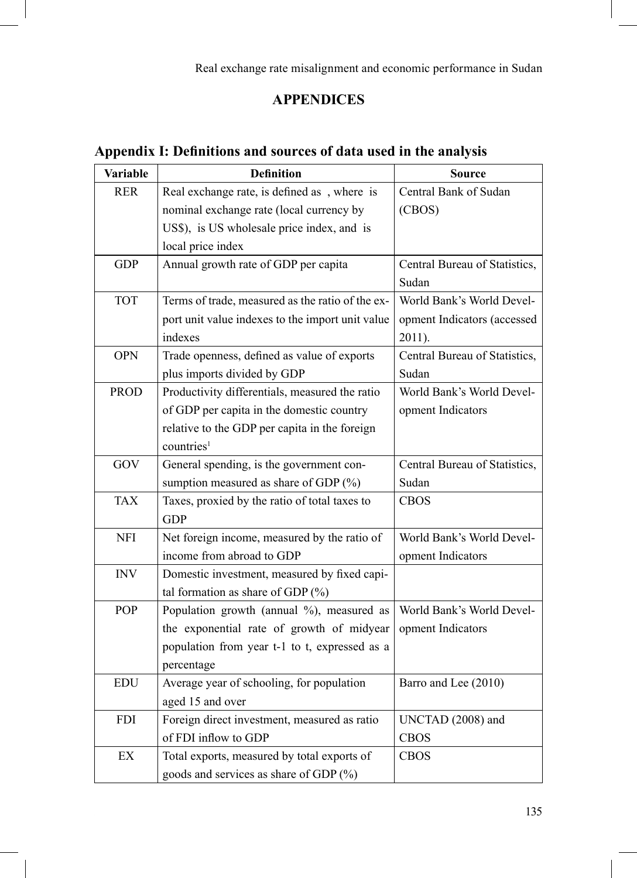## APPENDICES

### Appendix I: Definitions and sources of data used in the analysis

| Variable | Definition | Source |
|---|---|---|
| RER | Real exchange rate, is defined as , where is nominal exchange rate (local currency by US$), is US wholesale price index, and is local price index | Central Bank of Sudan (CBOS) |
| GDP | Annual growth rate of GDP per capita | Central Bureau of Statistics, Sudan |
| TOT | Terms of trade, measured as the ratio of the export unit value indexes to the import unit value indexes | World Bank's World Development Indicators (accessed 2011). |
| OPN | Trade openness, defined as value of exports plus imports divided by GDP | Central Bureau of Statistics, Sudan |
| PROD | Productivity differentials, measured the ratio of GDP per capita in the domestic country relative to the GDP per capita in the foreign countries[1] | World Bank's World Development Indicators |
| GOV | General spending, is the government consumption measured as share of GDP (%) | Central Bureau of Statistics, Sudan |
| TAX | Taxes, proxied by the ratio of total taxes to GDP | CBOS |
| NFI | Net foreign income, measured by the ratio of income from abroad to GDP | World Bank's World Development Indicators |
| INV | Domestic investment, measured by fixed capital formation as share of GDP (%) | |
| POP | Population growth (annual %), measured as the exponential rate of growth of midyear population from year t-1 to t, expressed as a percentage | World Bank's World Development Indicators |
| EDU | Average year of schooling, for population aged 15 and over | Barro and Lee (2010) |
| FDI | Foreign direct investment, measured as ratio of FDI inflow to GDP | UNCTAD (2008) and CBOS |
| EX | Total exports, measured by total exports of goods and services as share of GDP (%) | CBOS |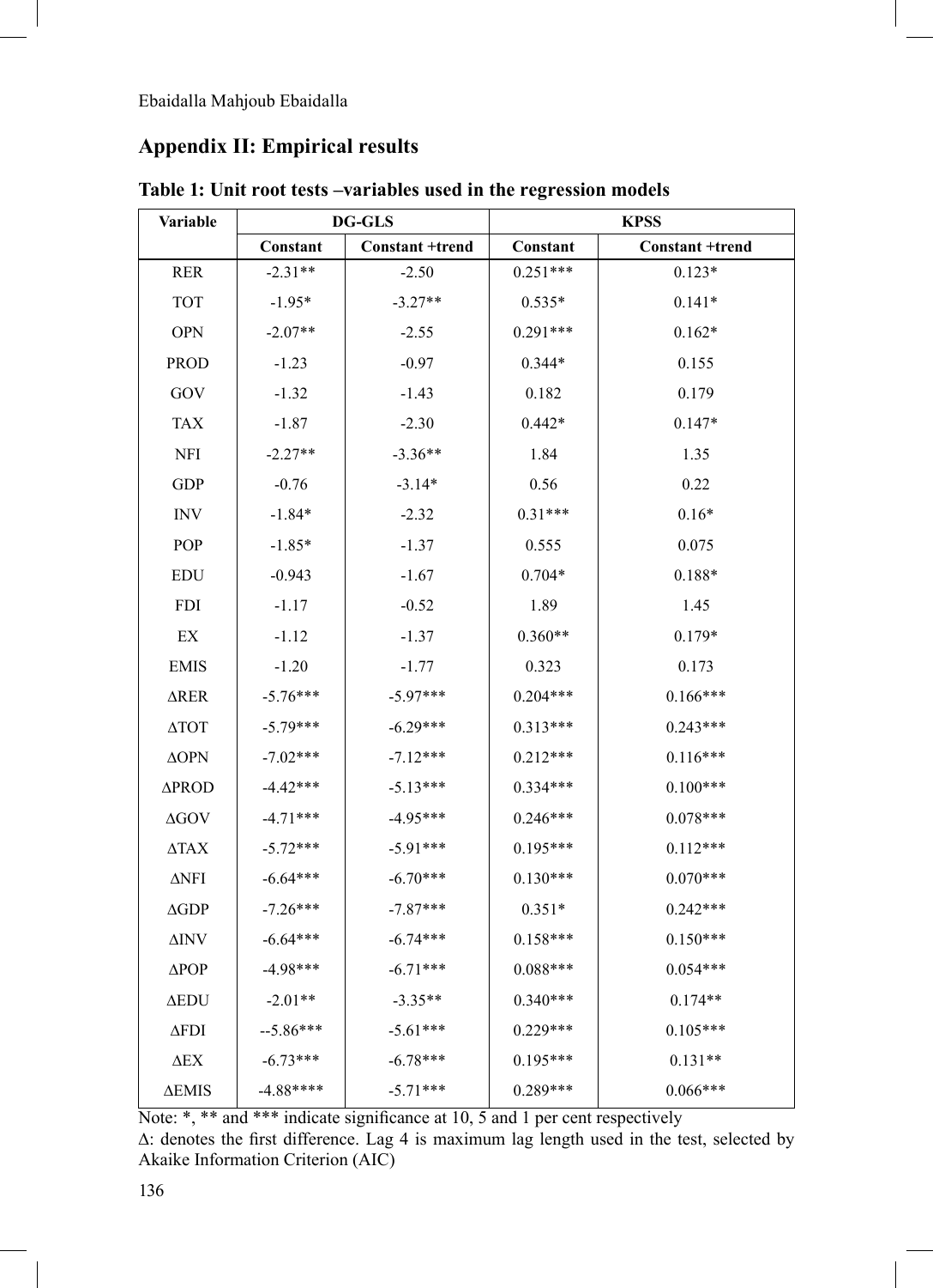## Appendix II: Empirical results

**Table 1: Unit root tests –variables used in the regression models**

| Variable | DG-GLS | | KPSS | |
|---|---|---|---|---|
| | Constant | Constant +trend | Constant | Constant +trend |
| RER | -2.31** | -2.50 | 0.251*** | 0.123* |
| TOT | -1.95* | -3.27** | 0.535* | 0.141* |
| OPN | -2.07** | -2.55 | 0.291*** | 0.162* |
| PROD | -1.23 | -0.97 | 0.344* | 0.155 |
| GOV | -1.32 | -1.43 | 0.182 | 0.179 |
| TAX | -1.87 | -2.30 | 0.442* | 0.147* |
| NFI | -2.27** | -3.36** | 1.84 | 1.35 |
| GDP | -0.76 | -3.14* | 0.56 | 0.22 |
| INV | -1.84* | -2.32 | 0.31*** | 0.16* |
| POP | -1.85* | -1.37 | 0.555 | 0.075 |
| EDU | -0.943 | -1.67 | 0.704* | 0.188* |
| FDI | -1.17 | -0.52 | 1.89 | 1.45 |
| EX | -1.12 | -1.37 | 0.360** | 0.179* |
| EMIS | -1.20 | -1.77 | 0.323 | 0.173 |
| ΔRER | -5.76*** | -5.97*** | 0.204*** | 0.166*** |
| ΔTOT | -5.79*** | -6.29*** | 0.313*** | 0.243*** |
| ΔOPN | -7.02*** | -7.12*** | 0.212*** | 0.116*** |
| ΔPROD | -4.42*** | -5.13*** | 0.334*** | 0.100*** |
| ΔGOV | -4.71*** | -4.95*** | 0.246*** | 0.078*** |
| ΔTAX | -5.72*** | -5.91*** | 0.195*** | 0.112*** |
| ΔNFI | -6.64*** | -6.70*** | 0.130*** | 0.070*** |
| ΔGDP | -7.26*** | -7.87*** | 0.351* | 0.242*** |
| ΔINV | -6.64*** | -6.74*** | 0.158*** | 0.150*** |
| ΔPOP | -4.98*** | -6.71*** | 0.088*** | 0.054*** |
| ΔEDU | -2.01** | -3.35** | 0.340*** | 0.174** |
| ΔFDI | --5.86*** | -5.61*** | 0.229*** | 0.105*** |
| ΔEX | -6.73*** | -6.78*** | 0.195*** | 0.131** |
| ΔEMIS | -4.88**** | -5.71*** | 0.289*** | 0.066*** |

Note: *, ** and *** indicate significance at 10, 5 and 1 per cent respectively

Δ: denotes the first difference. Lag 4 is maximum lag length used in the test, selected by Akaike Information Criterion (AIC)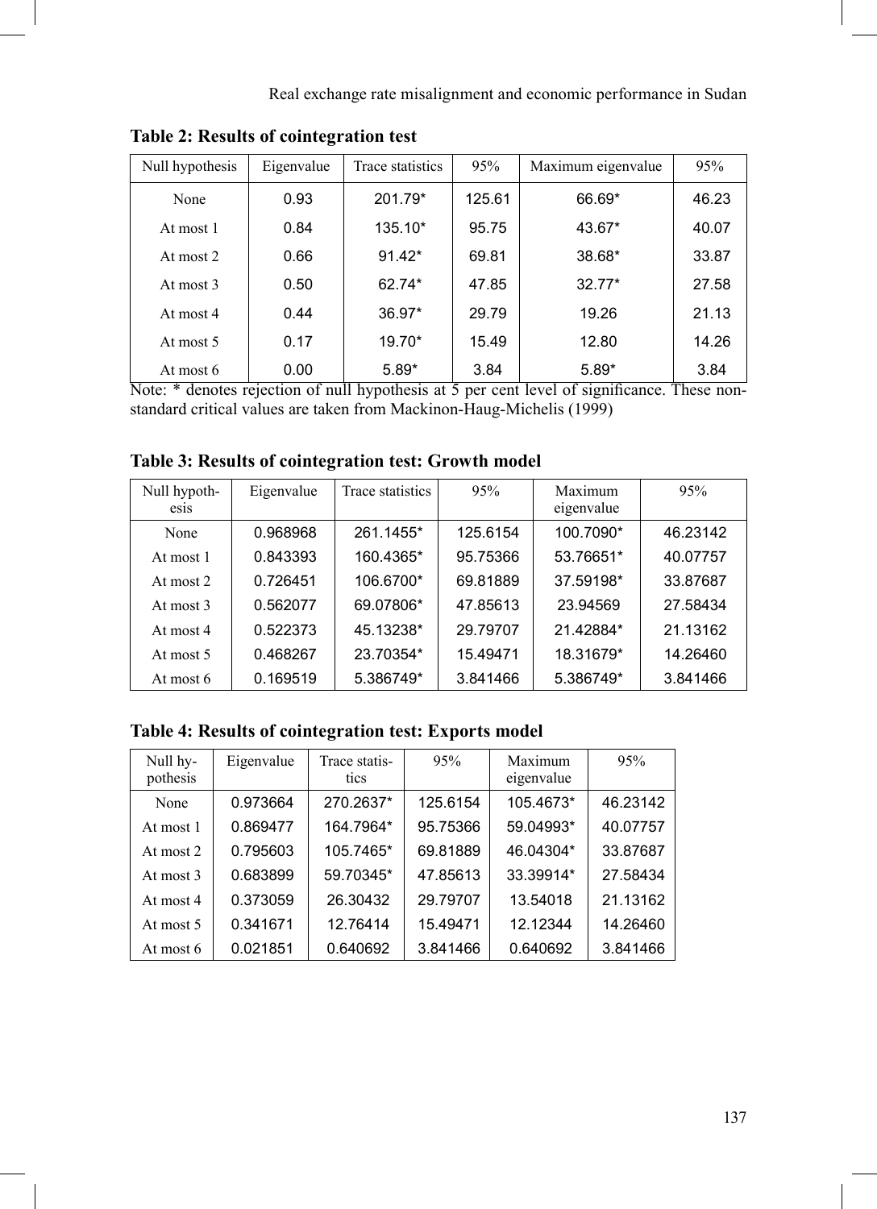**Table 2: Results of cointegration test**

| Null hypothesis | Eigenvalue | Trace statistics | 95% | Maximum eigenvalue | 95% |
|---|---|---|---|---|---|
| None | 0.93 | 201.79* | 125.61 | 66.69* | 46.23 |
| At most 1 | 0.84 | 135.10* | 95.75 | 43.67* | 40.07 |
| At most 2 | 0.66 | 91.42* | 69.81 | 38.68* | 33.87 |
| At most 3 | 0.50 | 62.74* | 47.85 | 32.77* | 27.58 |
| At most 4 | 0.44 | 36.97* | 29.79 | 19.26 | 21.13 |
| At most 5 | 0.17 | 19.70* | 15.49 | 12.80 | 14.26 |
| At most 6 | 0.00 | 5.89* | 3.84 | 5.89* | 3.84 |

Note: * denotes rejection of null hypothesis at 5 per cent level of significance. These non-standard critical values are taken from Mackinon-Haug-Michelis (1999)

**Table 3: Results of cointegration test: Growth model**

| Null hypothesis | Eigenvalue | Trace statistics | 95% | Maximum eigenvalue | 95% |
|---|---|---|---|---|---|
| None | 0.968968 | 261.1455* | 125.6154 | 100.7090* | 46.23142 |
| At most 1 | 0.843393 | 160.4365* | 95.75366 | 53.76651* | 40.07757 |
| At most 2 | 0.726451 | 106.6700* | 69.81889 | 37.59198* | 33.87687 |
| At most 3 | 0.562077 | 69.07806* | 47.85613 | 23.94569 | 27.58434 |
| At most 4 | 0.522373 | 45.13238* | 29.79707 | 21.42884* | 21.13162 |
| At most 5 | 0.468267 | 23.70354* | 15.49471 | 18.31679* | 14.26460 |
| At most 6 | 0.169519 | 5.386749* | 3.841466 | 5.386749* | 3.841466 |

**Table 4: Results of cointegration test: Exports model**

| Null hypothesis | Eigenvalue | Trace statistics | 95% | Maximum eigenvalue | 95% |
|---|---|---|---|---|---|
| None | 0.973664 | 270.2637* | 125.6154 | 105.4673* | 46.23142 |
| At most 1 | 0.869477 | 164.7964* | 95.75366 | 59.04993* | 40.07757 |
| At most 2 | 0.795603 | 105.7465* | 69.81889 | 46.04304* | 33.87687 |
| At most 3 | 0.683899 | 59.70345* | 47.85613 | 33.39914* | 27.58434 |
| At most 4 | 0.373059 | 26.30432 | 29.79707 | 13.54018 | 21.13162 |
| At most 5 | 0.341671 | 12.76414 | 15.49471 | 12.12344 | 14.26460 |
| At most 6 | 0.021851 | 0.640692 | 3.841466 | 0.640692 | 3.841466 |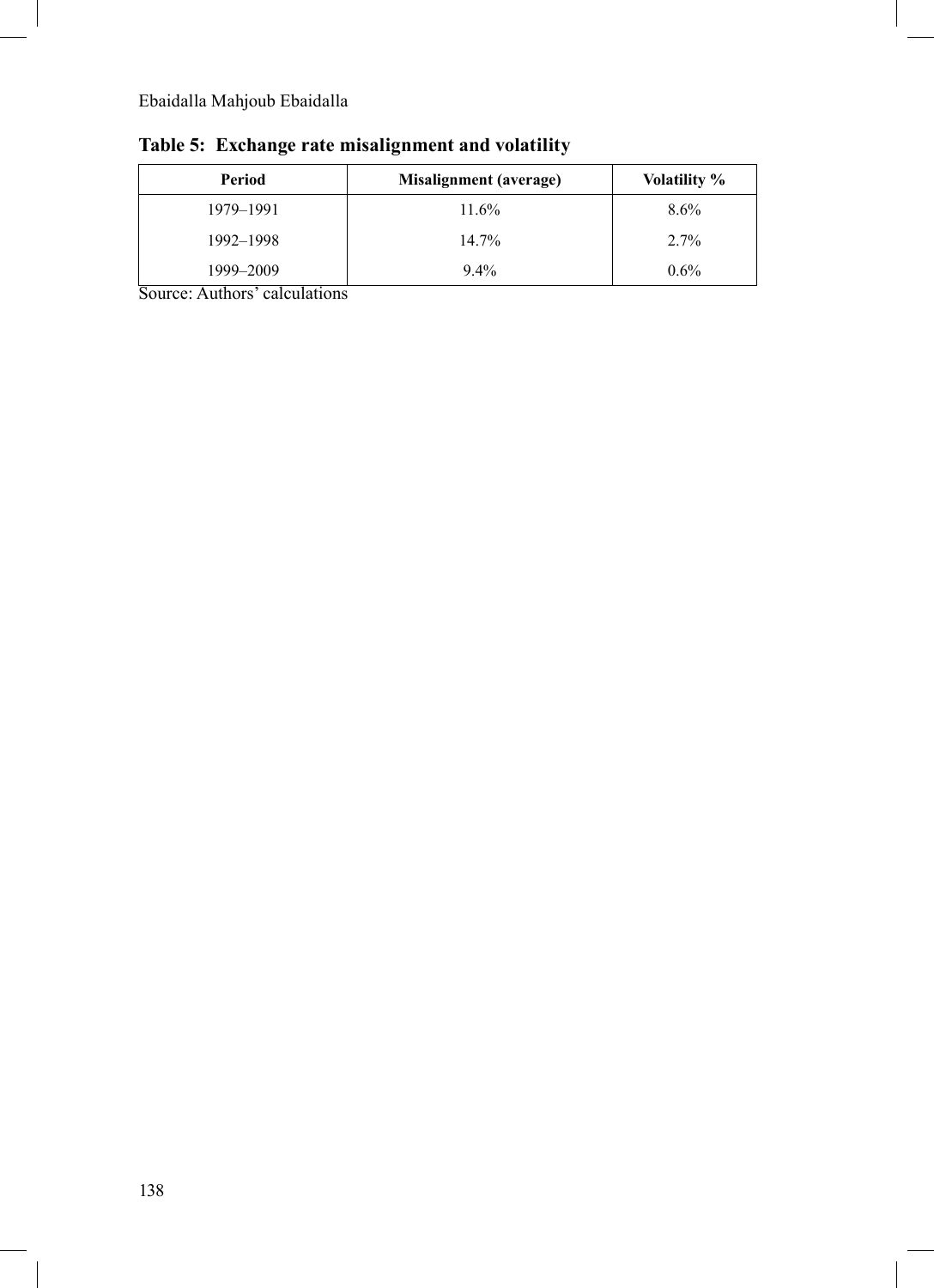**Table 5: Exchange rate misalignment and volatility**

| Period | Misalignment (average) | Volatility % |
|---|---|---|
| 1979–1991 | 11.6% | 8.6% |
| 1992–1998 | 14.7% | 2.7% |
| 1999–2009 | 9.4% | 0.6% |

Source: Authors' calculations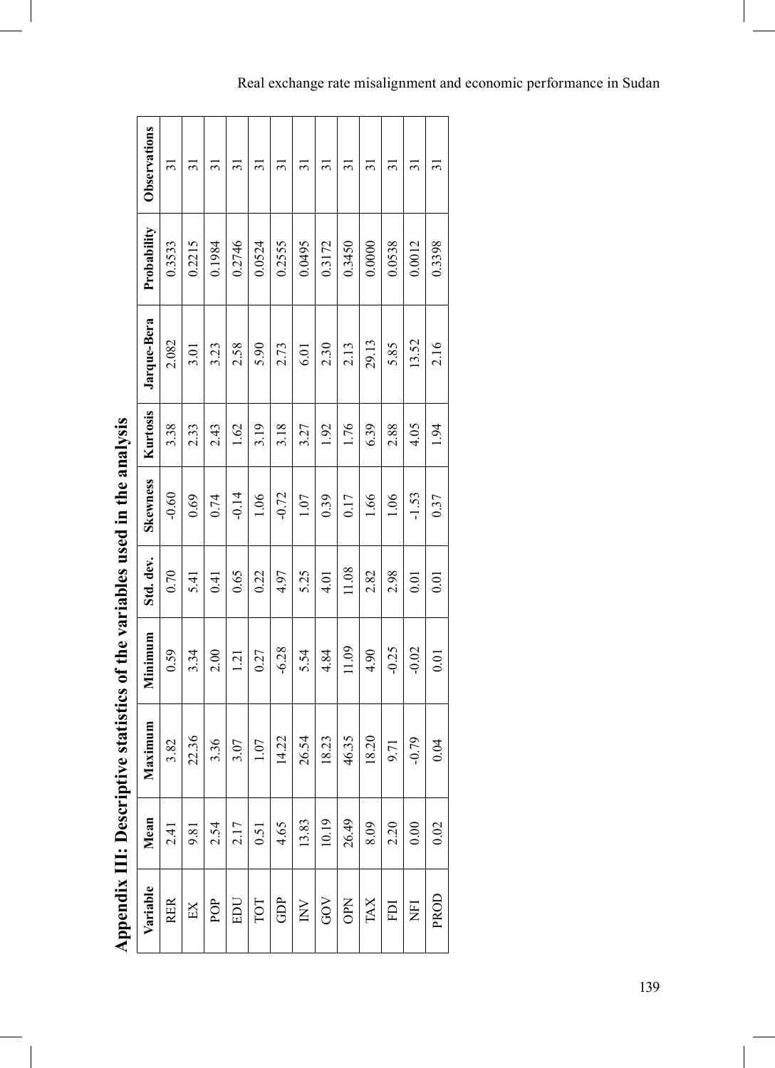## Appendix III: Descriptive statistics of the variables used in the analysis

| Variable | Mean | Maximum | Minimum | Std. dev. | Skewness | Kurtosis | Jarque-Bera | Probability | Observations |
|---|---|---|---|---|---|---|---|---|---|
| RER | 2.41 | 3.82 | 0.59 | 0.70 | -0.60 | 3.38 | 2.082 | 0.3533 | 31 |
| EX | 9.81 | 22.36 | 3.34 | 5.41 | 0.69 | 2.33 | 3.01 | 0.2215 | 31 |
| POP | 2.54 | 3.36 | 2.00 | 0.41 | 0.74 | 2.43 | 3.23 | 0.1984 | 31 |
| EDU | 2.17 | 3.07 | 1.21 | 0.65 | -0.14 | 1.62 | 2.58 | 0.2746 | 31 |
| TOT | 0.51 | 1.07 | 0.27 | 0.22 | 1.06 | 3.19 | 5.90 | 0.0524 | 31 |
| GDP | 4.65 | 14.22 | -6.28 | 4.97 | -0.72 | 3.18 | 2.73 | 0.2555 | 31 |
| INV | 13.83 | 26.54 | 5.54 | 5.25 | 1.07 | 3.27 | 6.01 | 0.0495 | 31 |
| GOV | 10.19 | 18.23 | 4.84 | 4.01 | 0.39 | 1.92 | 2.30 | 0.3172 | 31 |
| OPN | 26.49 | 46.35 | 11.09 | 11.08 | 0.17 | 1.76 | 2.13 | 0.3450 | 31 |
| TAX | 8.09 | 18.20 | 4.90 | 2.82 | 1.66 | 6.39 | 29.13 | 0.0000 | 31 |
| FDI | 2.20 | 9.71 | -0.25 | 2.98 | 1.06 | 2.88 | 5.85 | 0.0538 | 31 |
| NFI | 0.00 | -0.79 | -0.02 | 0.01 | -1.53 | 4.05 | 13.52 | 0.0012 | 31 |
| PROD | 0.02 | 0.04 | 0.01 | 0.01 | 0.37 | 1.94 | 2.16 | 0.3398 | 31 |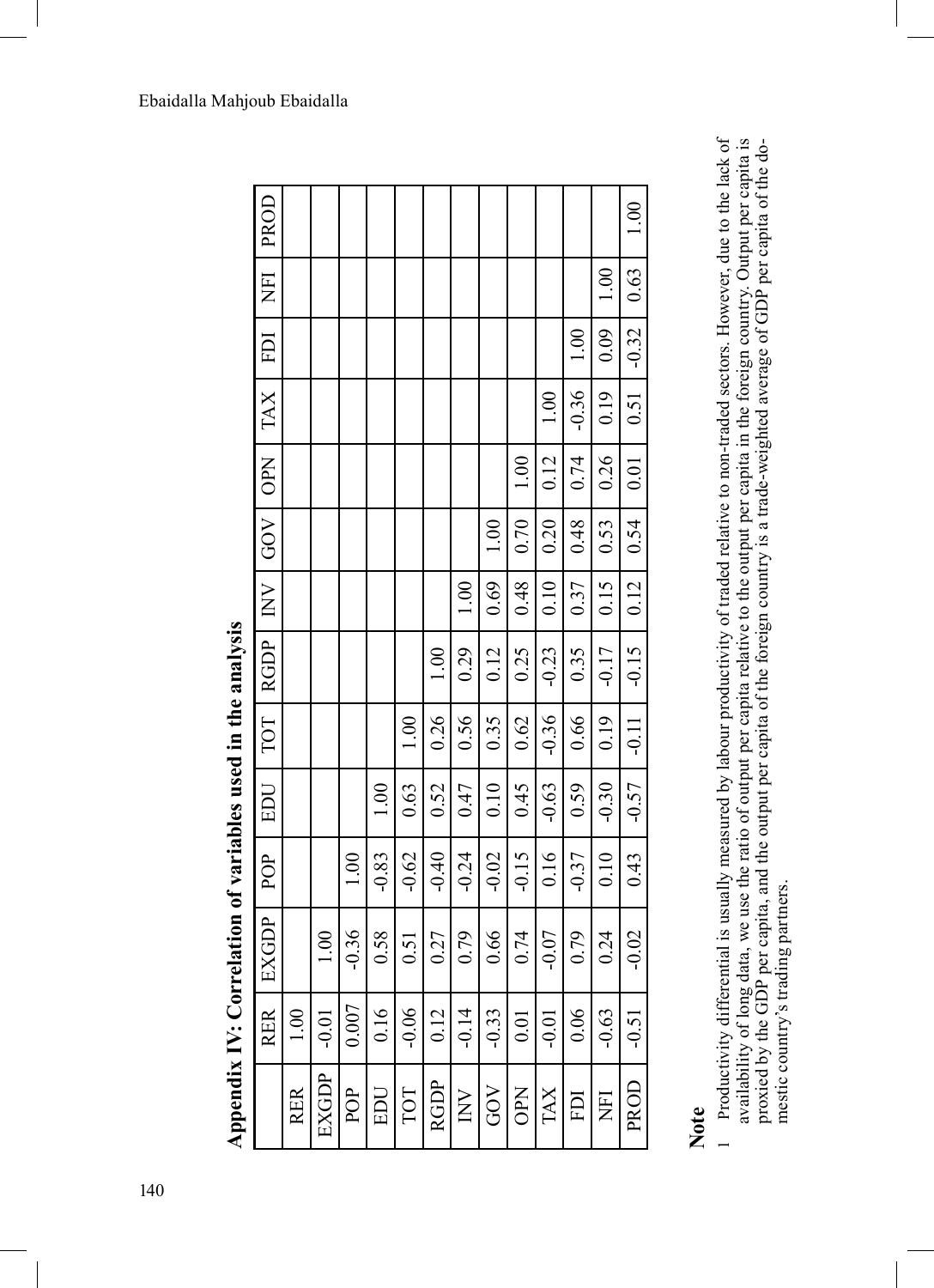## Appendix IV: Correlation of variables used in the analysis

| | RER | EXGDP | POP | EDU | TOT | RGDP | INV | GOV | OPN | TAX | FDI | NFI | PROD |
|---|---|---|---|---|---|---|---|---|---|---|---|---|---|
| RER | 1.00 | | | | | | | | | | | | |
| EXGDP | -0.01 | 1.00 | | | | | | | | | | | |
| POP | 0.007 | -0.36 | 1.00 | | | | | | | | | | |
| EDU | 0.16 | 0.58 | -0.83 | 1.00 | | | | | | | | | |
| TOT | -0.06 | 0.51 | -0.62 | 0.63 | 1.00 | | | | | | | | |
| RGDP | 0.12 | 0.27 | -0.40 | 0.52 | 0.26 | 1.00 | | | | | | | |
| INV | -0.14 | 0.79 | -0.24 | 0.47 | 0.56 | 0.29 | 1.00 | | | | | | |
| GOV | -0.33 | 0.66 | -0.02 | 0.10 | 0.35 | 0.12 | 0.69 | 1.00 | | | | | |
| OPN | 0.01 | 0.74 | -0.15 | 0.45 | 0.62 | 0.25 | 0.48 | 0.70 | 1.00 | | | | |
| TAX | -0.01 | -0.07 | 0.16 | -0.63 | -0.36 | -0.23 | 0.10 | 0.20 | 0.12 | 1.00 | | | |
| FDI | 0.06 | 0.79 | -0.37 | 0.59 | 0.66 | 0.35 | 0.37 | 0.48 | 0.74 | -0.36 | 1.00 | | |
| NFI | -0.63 | 0.24 | 0.10 | -0.30 | 0.19 | -0.17 | 0.15 | 0.53 | 0.26 | 0.19 | 0.09 | 1.00 | |
| PROD | -0.51 | -0.02 | 0.43 | -0.57 | -0.11 | -0.15 | 0.12 | 0.54 | 0.01 | 0.51 | -0.32 | 0.63 | 1.00 |

## Note

1 Productivity differential is usually measured by labour productivity of traded relative to non-traded sectors. However, due to the lack of availability of long data, we use the ratio of output per capita relative to the output per capita in the foreign country. Output per capita is proxied by the GDP per capita, and the output per capita of the foreign country is a trade-weighted average of GDP per capita of the domestic country's trading partners.